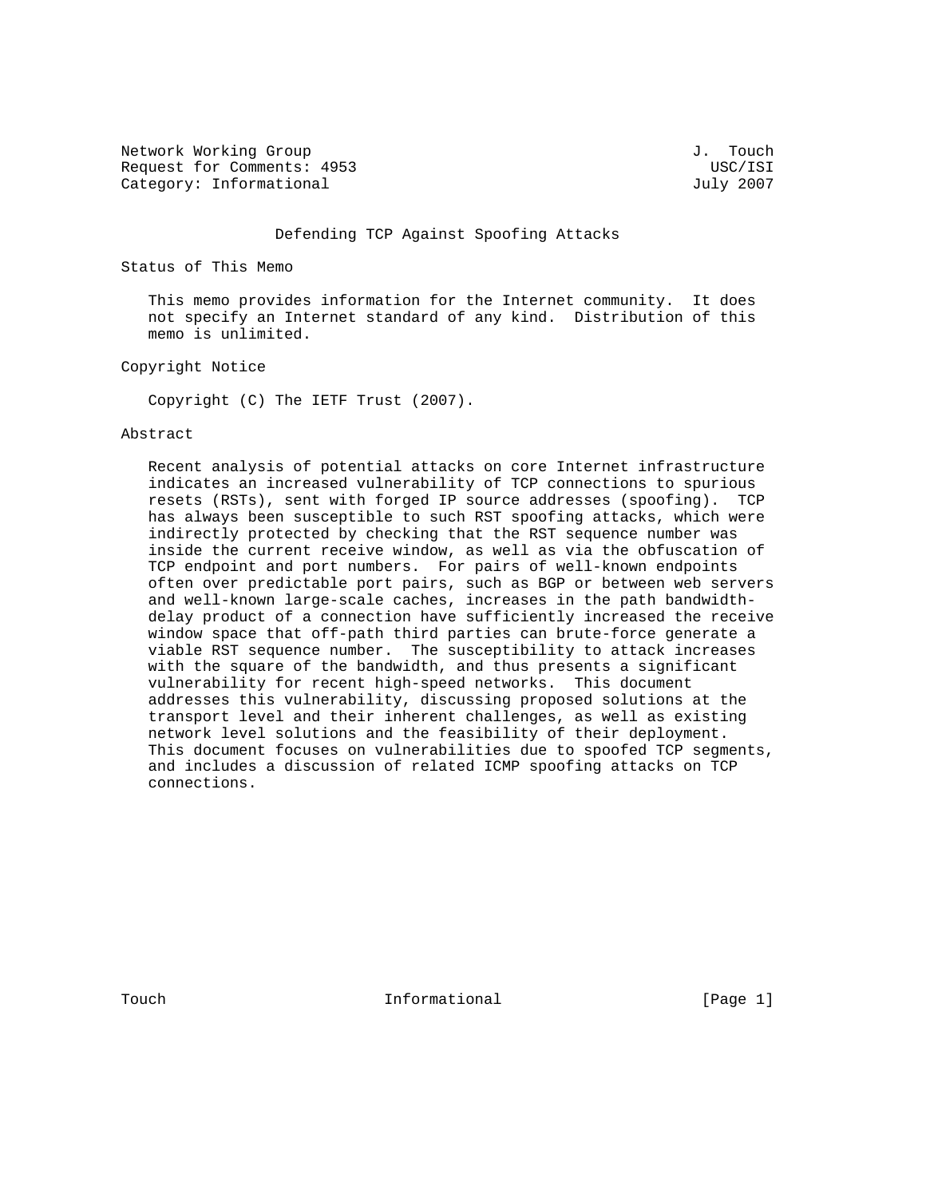Network Working Group J. Touch
Request for Comments: 4953 USC/ISI
Category: Informational July 2007

# Defending TCP Against Spoofing Attacks

## Status of This Memo

This memo provides information for the Internet community. It does not specify an Internet standard of any kind. Distribution of this memo is unlimited.

## Copyright Notice

Copyright (C) The IETF Trust (2007).

## Abstract

Recent analysis of potential attacks on core Internet infrastructure indicates an increased vulnerability of TCP connections to spurious resets (RSTs), sent with forged IP source addresses (spoofing). TCP has always been susceptible to such RST spoofing attacks, which were indirectly protected by checking that the RST sequence number was inside the current receive window, as well as via the obfuscation of TCP endpoint and port numbers. For pairs of well-known endpoints often over predictable port pairs, such as BGP or between web servers and well-known large-scale caches, increases in the path bandwidth-delay product of a connection have sufficiently increased the receive window space that off-path third parties can brute-force generate a viable RST sequence number. The susceptibility to attack increases with the square of the bandwidth, and thus presents a significant vulnerability for recent high-speed networks. This document addresses this vulnerability, discussing proposed solutions at the transport level and their inherent challenges, as well as existing network level solutions and the feasibility of their deployment. This document focuses on vulnerabilities due to spoofed TCP segments, and includes a discussion of related ICMP spoofing attacks on TCP connections.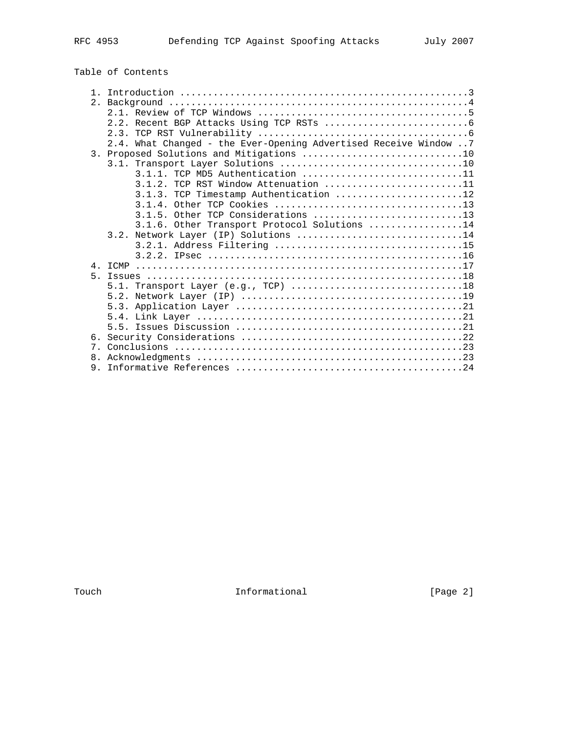Table of Contents

1. Introduction ....................................................3
2. Background ......................................................4
   2.1. Review of TCP Windows ......................................5
   2.2. Recent BGP Attacks Using TCP RSTs ..........................6
   2.3. TCP RST Vulnerability ......................................6
   2.4. What Changed - the Ever-Opening Advertised Receive Window ..7
3. Proposed Solutions and Mitigations .............................10
   3.1. Transport Layer Solutions .................................10
        3.1.1. TCP MD5 Authentication .............................11
        3.1.2. TCP RST Window Attenuation .........................11
        3.1.3. TCP Timestamp Authentication .......................12
        3.1.4. Other TCP Cookies ..................................13
        3.1.5. Other TCP Considerations ...........................13
        3.1.6. Other Transport Protocol Solutions .................14
   3.2. Network Layer (IP) Solutions ..............................14
        3.2.1. Address Filtering ..................................15
        3.2.2. IPsec ..............................................16
4. ICMP ...........................................................17
5. Issues .........................................................18
   5.1. Transport Layer (e.g., TCP) ...............................18
   5.2. Network Layer (IP) ........................................19
   5.3. Application Layer .........................................21
   5.4. Link Layer ................................................21
   5.5. Issues Discussion .........................................21
6. Security Considerations ........................................22
7. Conclusions ....................................................23
8. Acknowledgments ................................................23
9. Informative References .........................................24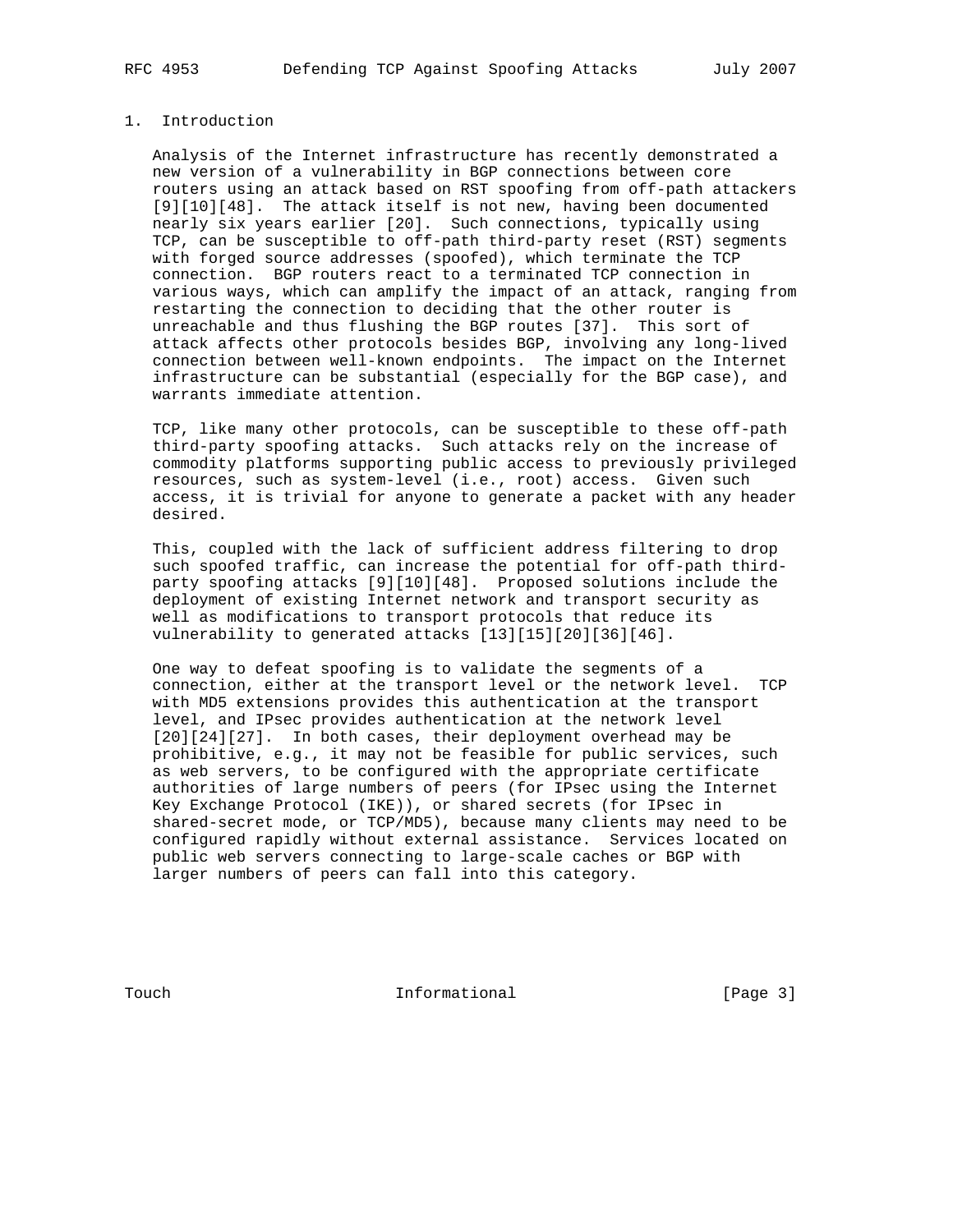# 1. Introduction

Analysis of the Internet infrastructure has recently demonstrated a new version of a vulnerability in BGP connections between core routers using an attack based on RST spoofing from off-path attackers [9][10][48]. The attack itself is not new, having been documented nearly six years earlier [20]. Such connections, typically using TCP, can be susceptible to off-path third-party reset (RST) segments with forged source addresses (spoofed), which terminate the TCP connection. BGP routers react to a terminated TCP connection in various ways, which can amplify the impact of an attack, ranging from restarting the connection to deciding that the other router is unreachable and thus flushing the BGP routes [37]. This sort of attack affects other protocols besides BGP, involving any long-lived connection between well-known endpoints. The impact on the Internet infrastructure can be substantial (especially for the BGP case), and warrants immediate attention.

TCP, like many other protocols, can be susceptible to these off-path third-party spoofing attacks. Such attacks rely on the increase of commodity platforms supporting public access to previously privileged resources, such as system-level (i.e., root) access. Given such access, it is trivial for anyone to generate a packet with any header desired.

This, coupled with the lack of sufficient address filtering to drop such spoofed traffic, can increase the potential for off-path third-party spoofing attacks [9][10][48]. Proposed solutions include the deployment of existing Internet network and transport security as well as modifications to transport protocols that reduce its vulnerability to generated attacks [13][15][20][36][46].

One way to defeat spoofing is to validate the segments of a connection, either at the transport level or the network level. TCP with MD5 extensions provides this authentication at the transport level, and IPsec provides authentication at the network level [20][24][27]. In both cases, their deployment overhead may be prohibitive, e.g., it may not be feasible for public services, such as web servers, to be configured with the appropriate certificate authorities of large numbers of peers (for IPsec using the Internet Key Exchange Protocol (IKE)), or shared secrets (for IPsec in shared-secret mode, or TCP/MD5), because many clients may need to be configured rapidly without external assistance. Services located on public web servers connecting to large-scale caches or BGP with larger numbers of peers can fall into this category.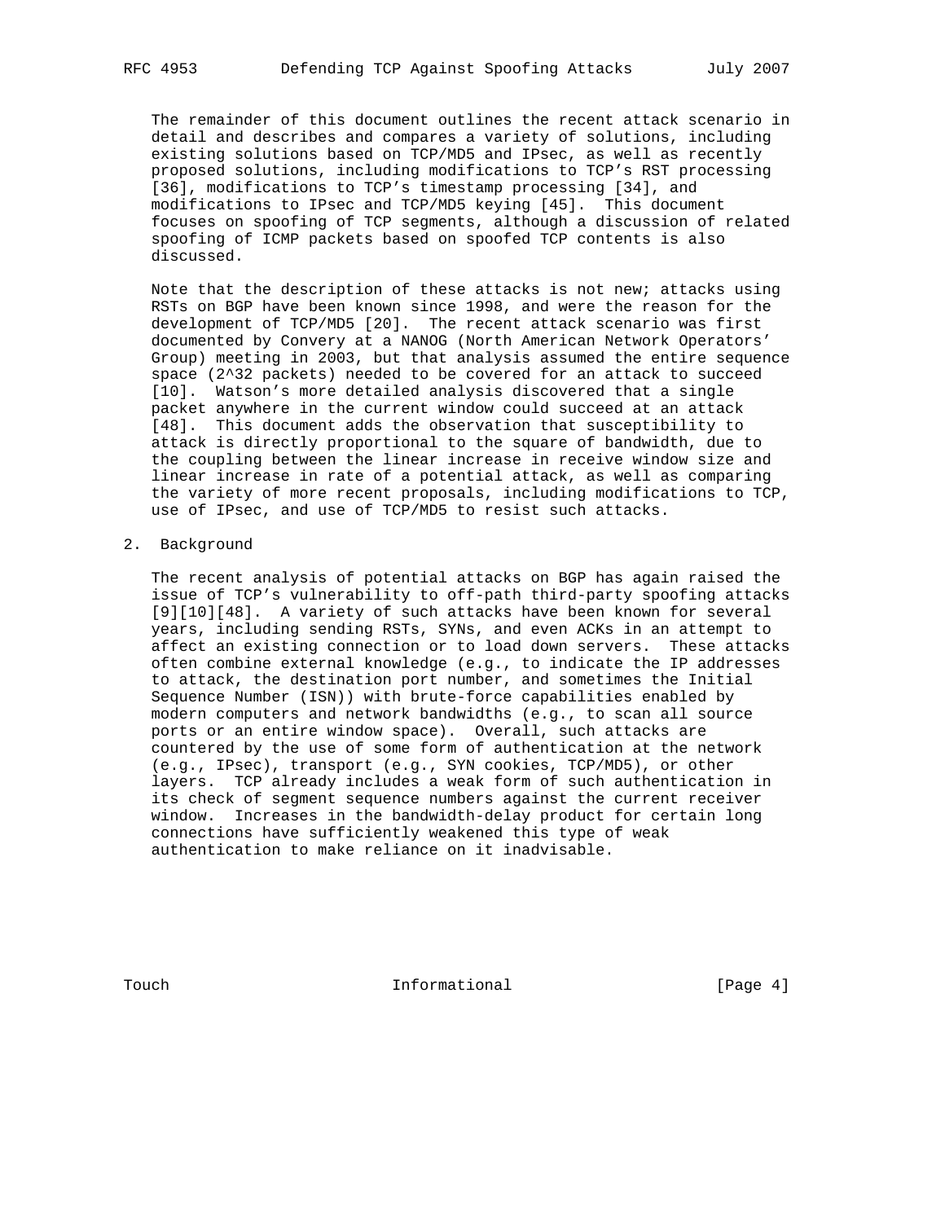The remainder of this document outlines the recent attack scenario in detail and describes and compares a variety of solutions, including existing solutions based on TCP/MD5 and IPsec, as well as recently proposed solutions, including modifications to TCP's RST processing [36], modifications to TCP's timestamp processing [34], and modifications to IPsec and TCP/MD5 keying [45]. This document focuses on spoofing of TCP segments, although a discussion of related spoofing of ICMP packets based on spoofed TCP contents is also discussed.

Note that the description of these attacks is not new; attacks using RSTs on BGP have been known since 1998, and were the reason for the development of TCP/MD5 [20]. The recent attack scenario was first documented by Convery at a NANOG (North American Network Operators' Group) meeting in 2003, but that analysis assumed the entire sequence space ($2^{32}$ packets) needed to be covered for an attack to succeed [10]. Watson's more detailed analysis discovered that a single packet anywhere in the current window could succeed at an attack [48]. This document adds the observation that susceptibility to attack is directly proportional to the square of bandwidth, due to the coupling between the linear increase in receive window size and linear increase in rate of a potential attack, as well as comparing the variety of more recent proposals, including modifications to TCP, use of IPsec, and use of TCP/MD5 to resist such attacks.

## 2. Background

The recent analysis of potential attacks on BGP has again raised the issue of TCP's vulnerability to off-path third-party spoofing attacks [9][10][48]. A variety of such attacks have been known for several years, including sending RSTs, SYNs, and even ACKs in an attempt to affect an existing connection or to load down servers. These attacks often combine external knowledge (e.g., to indicate the IP addresses to attack, the destination port number, and sometimes the Initial Sequence Number (ISN)) with brute-force capabilities enabled by modern computers and network bandwidths (e.g., to scan all source ports or an entire window space). Overall, such attacks are countered by the use of some form of authentication at the network (e.g., IPsec), transport (e.g., SYN cookies, TCP/MD5), or other layers. TCP already includes a weak form of such authentication in its check of segment sequence numbers against the current receiver window. Increases in the bandwidth-delay product for certain long connections have sufficiently weakened this type of weak authentication to make reliance on it inadvisable.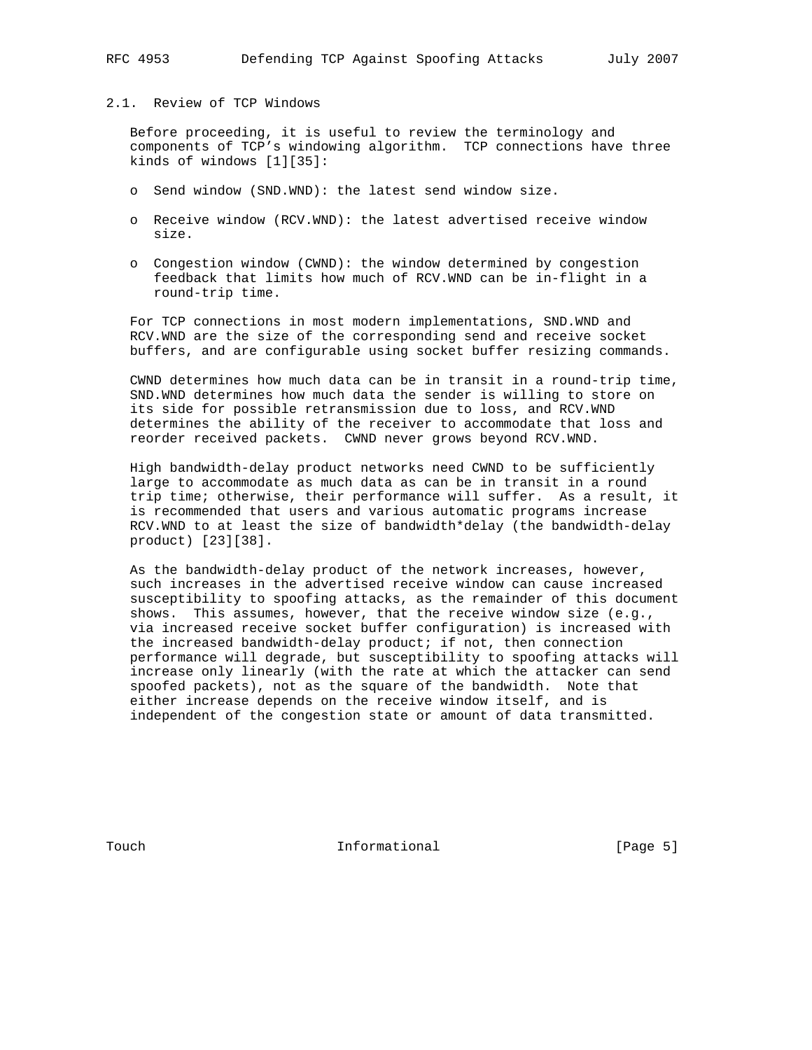### 2.1. Review of TCP Windows

Before proceeding, it is useful to review the terminology and components of TCP's windowing algorithm. TCP connections have three kinds of windows [1][35]:

- Send window (SND.WND): the latest send window size.
- Receive window (RCV.WND): the latest advertised receive window size.
- Congestion window (CWND): the window determined by congestion feedback that limits how much of RCV.WND can be in-flight in a round-trip time.

For TCP connections in most modern implementations, SND.WND and RCV.WND are the size of the corresponding send and receive socket buffers, and are configurable using socket buffer resizing commands.

CWND determines how much data can be in transit in a round-trip time, SND.WND determines how much data the sender is willing to store on its side for possible retransmission due to loss, and RCV.WND determines the ability of the receiver to accommodate that loss and reorder received packets. CWND never grows beyond RCV.WND.

High bandwidth-delay product networks need CWND to be sufficiently large to accommodate as much data as can be in transit in a round trip time; otherwise, their performance will suffer. As a result, it is recommended that users and various automatic programs increase RCV.WND to at least the size of bandwidth*delay (the bandwidth-delay product) [23][38].

As the bandwidth-delay product of the network increases, however, such increases in the advertised receive window can cause increased susceptibility to spoofing attacks, as the remainder of this document shows. This assumes, however, that the receive window size (e.g., via increased receive socket buffer configuration) is increased with the increased bandwidth-delay product; if not, then connection performance will degrade, but susceptibility to spoofing attacks will increase only linearly (with the rate at which the attacker can send spoofed packets), not as the square of the bandwidth. Note that either increase depends on the receive window itself, and is independent of the congestion state or amount of data transmitted.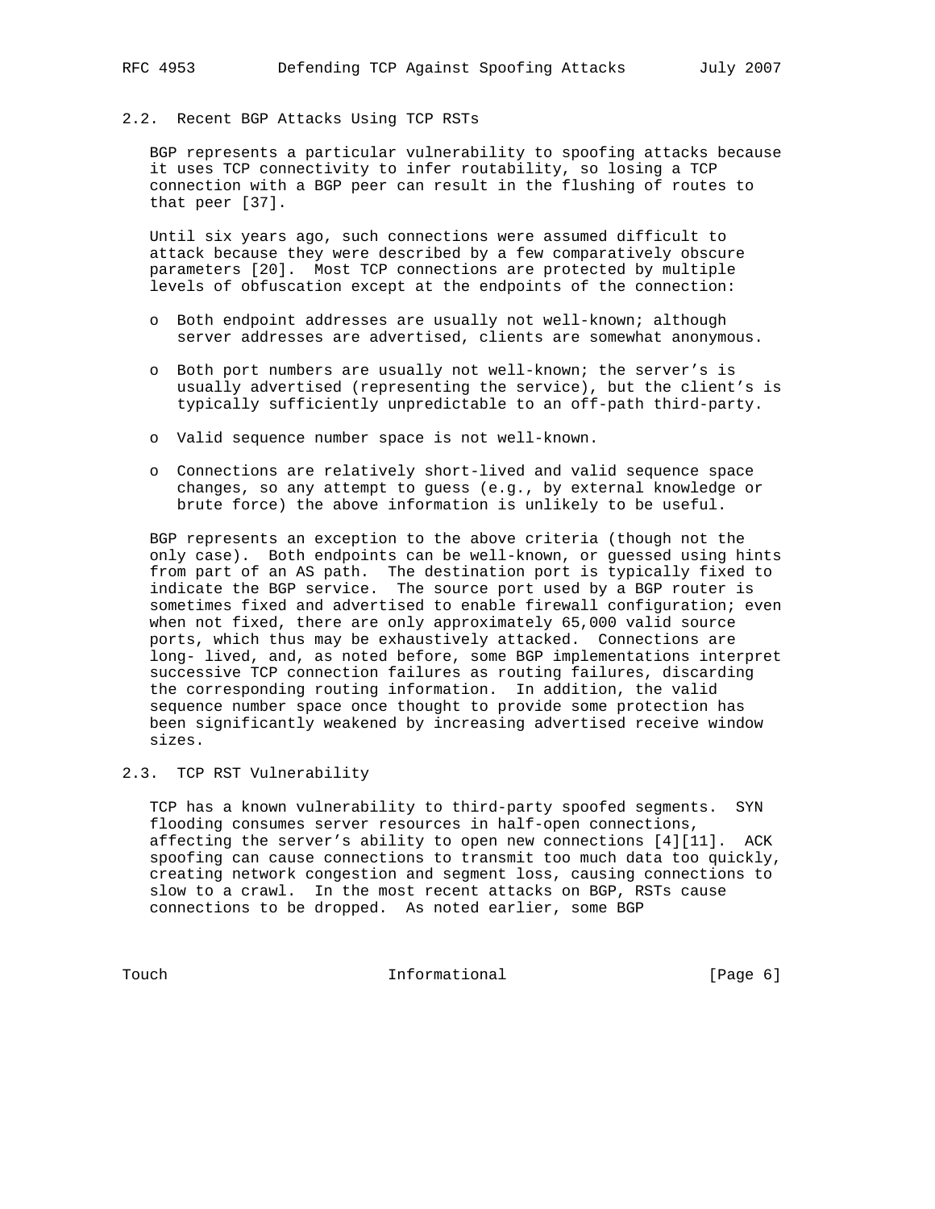### 2.2. Recent BGP Attacks Using TCP RSTs

BGP represents a particular vulnerability to spoofing attacks because it uses TCP connectivity to infer routability, so losing a TCP connection with a BGP peer can result in the flushing of routes to that peer [37].

Until six years ago, such connections were assumed difficult to attack because they were described by a few comparatively obscure parameters [20]. Most TCP connections are protected by multiple levels of obfuscation except at the endpoints of the connection:

- Both endpoint addresses are usually not well-known; although server addresses are advertised, clients are somewhat anonymous.
- Both port numbers are usually not well-known; the server's is usually advertised (representing the service), but the client's is typically sufficiently unpredictable to an off-path third-party.
- Valid sequence number space is not well-known.
- Connections are relatively short-lived and valid sequence space changes, so any attempt to guess (e.g., by external knowledge or brute force) the above information is unlikely to be useful.

BGP represents an exception to the above criteria (though not the only case). Both endpoints can be well-known, or guessed using hints from part of an AS path. The destination port is typically fixed to indicate the BGP service. The source port used by a BGP router is sometimes fixed and advertised to enable firewall configuration; even when not fixed, there are only approximately 65,000 valid source ports, which thus may be exhaustively attacked. Connections are long- lived, and, as noted before, some BGP implementations interpret successive TCP connection failures as routing failures, discarding the corresponding routing information. In addition, the valid sequence number space once thought to provide some protection has been significantly weakened by increasing advertised receive window sizes.

### 2.3. TCP RST Vulnerability

TCP has a known vulnerability to third-party spoofed segments. SYN flooding consumes server resources in half-open connections, affecting the server's ability to open new connections [4][11]. ACK spoofing can cause connections to transmit too much data too quickly, creating network congestion and segment loss, causing connections to slow to a crawl. In the most recent attacks on BGP, RSTs cause connections to be dropped. As noted earlier, some BGP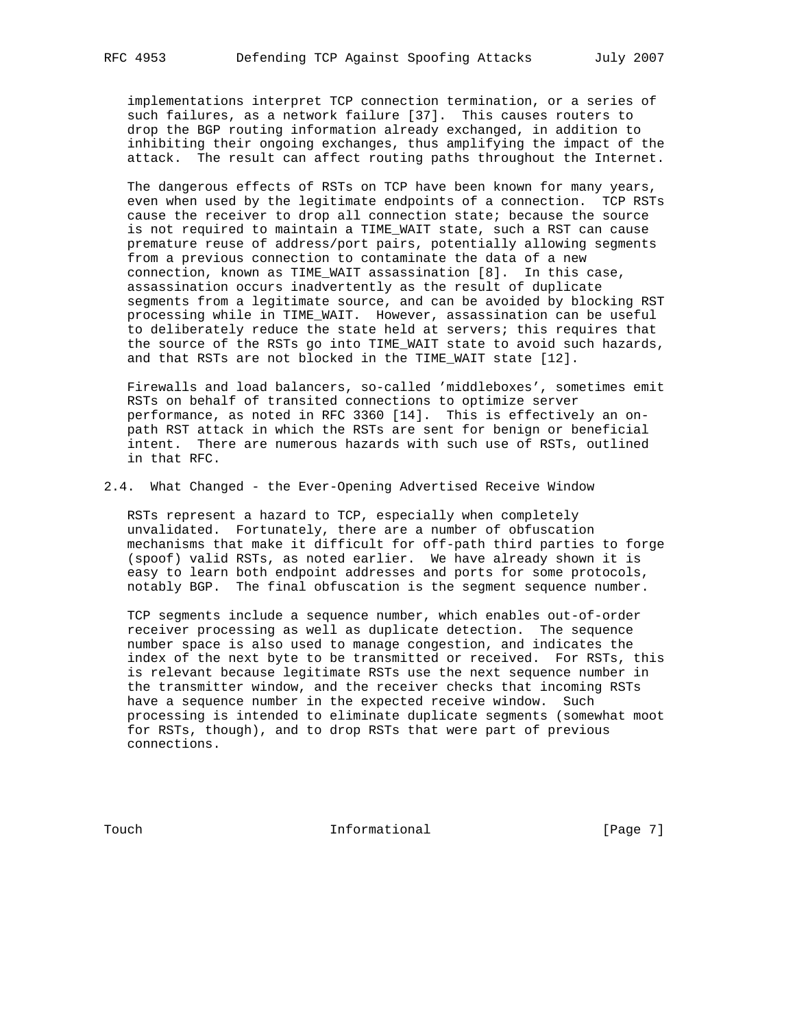implementations interpret TCP connection termination, or a series of such failures, as a network failure [37]. This causes routers to drop the BGP routing information already exchanged, in addition to inhibiting their ongoing exchanges, thus amplifying the impact of the attack. The result can affect routing paths throughout the Internet.

The dangerous effects of RSTs on TCP have been known for many years, even when used by the legitimate endpoints of a connection. TCP RSTs cause the receiver to drop all connection state; because the source is not required to maintain a TIME_WAIT state, such a RST can cause premature reuse of address/port pairs, potentially allowing segments from a previous connection to contaminate the data of a new connection, known as TIME_WAIT assassination [8]. In this case, assassination occurs inadvertently as the result of duplicate segments from a legitimate source, and can be avoided by blocking RST processing while in TIME_WAIT. However, assassination can be useful to deliberately reduce the state held at servers; this requires that the source of the RSTs go into TIME_WAIT state to avoid such hazards, and that RSTs are not blocked in the TIME_WAIT state [12].

Firewalls and load balancers, so-called 'middleboxes', sometimes emit RSTs on behalf of transited connections to optimize server performance, as noted in RFC 3360 [14]. This is effectively an on-path RST attack in which the RSTs are sent for benign or beneficial intent. There are numerous hazards with such use of RSTs, outlined in that RFC.

## 2.4. What Changed - the Ever-Opening Advertised Receive Window

RSTs represent a hazard to TCP, especially when completely unvalidated. Fortunately, there are a number of obfuscation mechanisms that make it difficult for off-path third parties to forge (spoof) valid RSTs, as noted earlier. We have already shown it is easy to learn both endpoint addresses and ports for some protocols, notably BGP. The final obfuscation is the segment sequence number.

TCP segments include a sequence number, which enables out-of-order receiver processing as well as duplicate detection. The sequence number space is also used to manage congestion, and indicates the index of the next byte to be transmitted or received. For RSTs, this is relevant because legitimate RSTs use the next sequence number in the transmitter window, and the receiver checks that incoming RSTs have a sequence number in the expected receive window. Such processing is intended to eliminate duplicate segments (somewhat moot for RSTs, though), and to drop RSTs that were part of previous connections.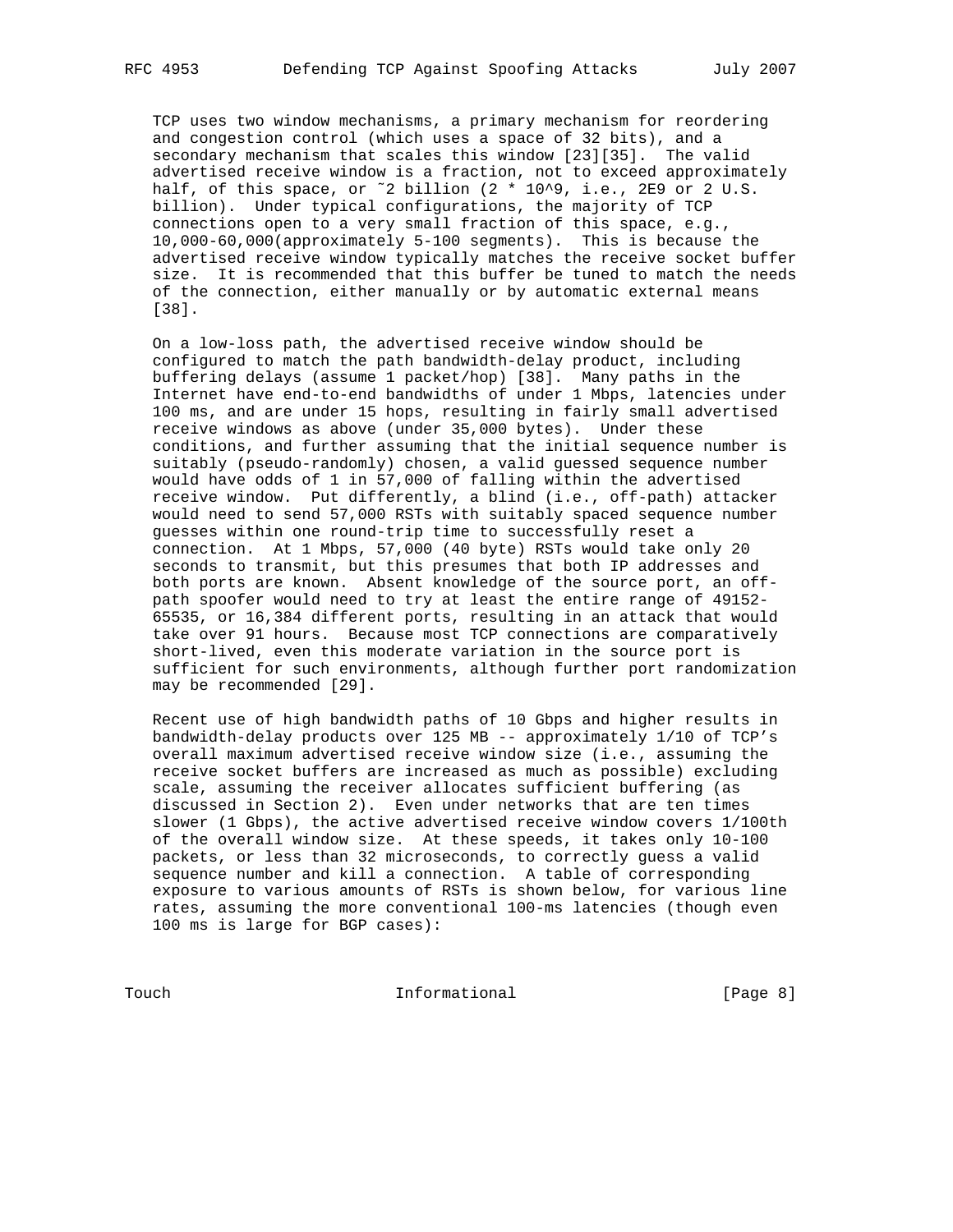TCP uses two window mechanisms, a primary mechanism for reordering and congestion control (which uses a space of 32 bits), and a secondary mechanism that scales this window [23][35]. The valid advertised receive window is a fraction, not to exceed approximately half, of this space, or ~2 billion (2 * 10^9, i.e., 2E9 or 2 U.S. billion). Under typical configurations, the majority of TCP connections open to a very small fraction of this space, e.g., 10,000-60,000(approximately 5-100 segments). This is because the advertised receive window typically matches the receive socket buffer size. It is recommended that this buffer be tuned to match the needs of the connection, either manually or by automatic external means [38].

On a low-loss path, the advertised receive window should be configured to match the path bandwidth-delay product, including buffering delays (assume 1 packet/hop) [38]. Many paths in the Internet have end-to-end bandwidths of under 1 Mbps, latencies under 100 ms, and are under 15 hops, resulting in fairly small advertised receive windows as above (under 35,000 bytes). Under these conditions, and further assuming that the initial sequence number is suitably (pseudo-randomly) chosen, a valid guessed sequence number would have odds of 1 in 57,000 of falling within the advertised receive window. Put differently, a blind (i.e., off-path) attacker would need to send 57,000 RSTs with suitably spaced sequence number guesses within one round-trip time to successfully reset a connection. At 1 Mbps, 57,000 (40 byte) RSTs would take only 20 seconds to transmit, but this presumes that both IP addresses and both ports are known. Absent knowledge of the source port, an off-path spoofer would need to try at least the entire range of 49152-65535, or 16,384 different ports, resulting in an attack that would take over 91 hours. Because most TCP connections are comparatively short-lived, even this moderate variation in the source port is sufficient for such environments, although further port randomization may be recommended [29].

Recent use of high bandwidth paths of 10 Gbps and higher results in bandwidth-delay products over 125 MB -- approximately 1/10 of TCP's overall maximum advertised receive window size (i.e., assuming the receive socket buffers are increased as much as possible) excluding scale, assuming the receiver allocates sufficient buffering (as discussed in Section 2). Even under networks that are ten times slower (1 Gbps), the active advertised receive window covers 1/100th of the overall window size. At these speeds, it takes only 10-100 packets, or less than 32 microseconds, to correctly guess a valid sequence number and kill a connection. A table of corresponding exposure to various amounts of RSTs is shown below, for various line rates, assuming the more conventional 100-ms latencies (though even 100 ms is large for BGP cases):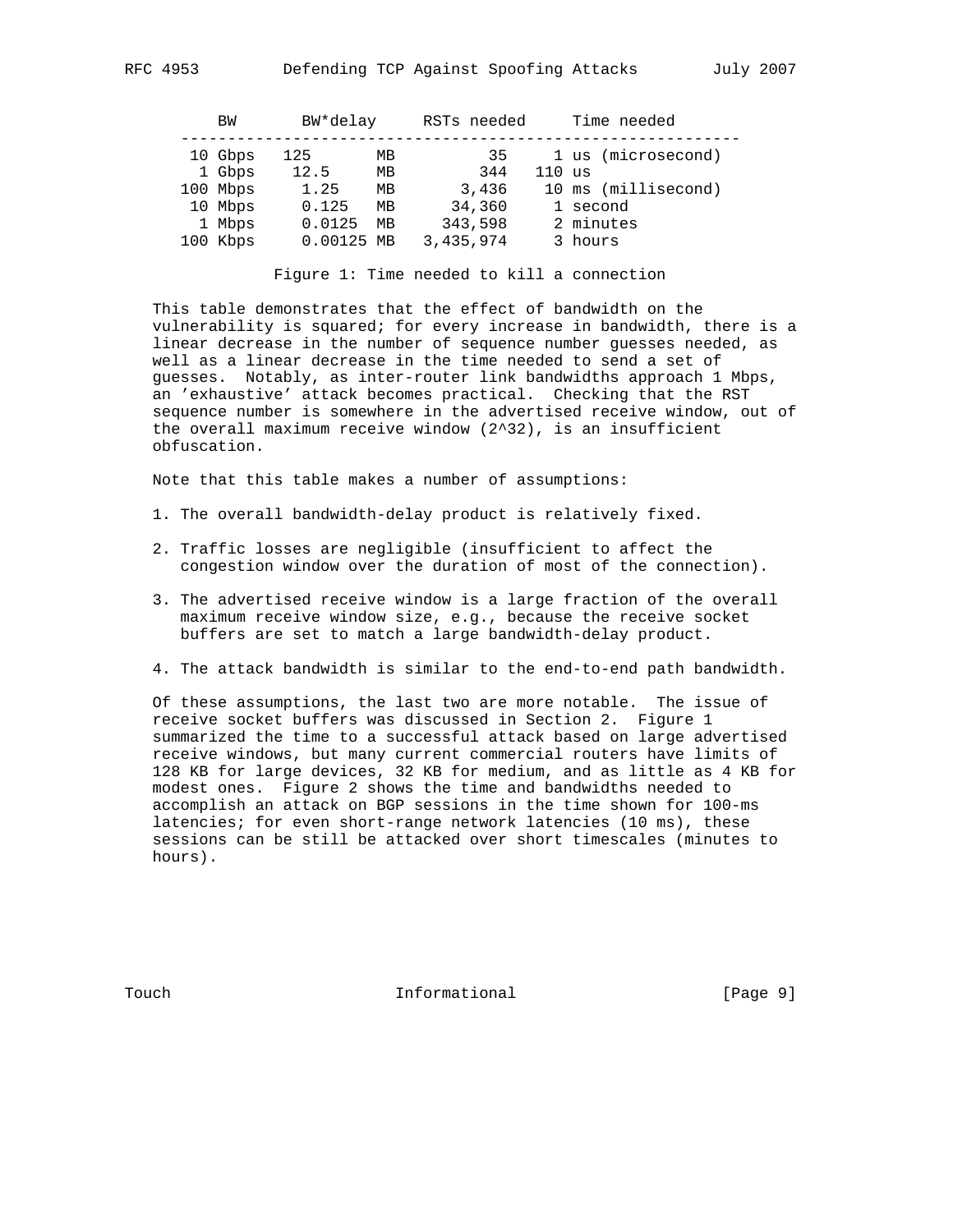| BW | BW*delay | RSTs needed | Time needed |
|---|---|---|---|
| 10 Gbps | 125 MB | 35 | 1 us (microsecond) |
| 1 Gbps | 12.5 MB | 344 | 110 us |
| 100 Mbps | 1.25 MB | 3,436 | 10 ms (millisecond) |
| 10 Mbps | 0.125 MB | 34,360 | 1 second |
| 1 Mbps | 0.0125 MB | 343,598 | 2 minutes |
| 100 Kbps | 0.00125 MB | 3,435,974 | 3 hours |

Figure 1: Time needed to kill a connection

This table demonstrates that the effect of bandwidth on the vulnerability is squared; for every increase in bandwidth, there is a linear decrease in the number of sequence number guesses needed, as well as a linear decrease in the time needed to send a set of guesses. Notably, as inter-router link bandwidths approach 1 Mbps, an 'exhaustive' attack becomes practical. Checking that the RST sequence number is somewhere in the advertised receive window, out of the overall maximum receive window ($2^{32}$), is an insufficient obfuscation.

Note that this table makes a number of assumptions:

1. The overall bandwidth-delay product is relatively fixed.
2. Traffic losses are negligible (insufficient to affect the congestion window over the duration of most of the connection).
3. The advertised receive window is a large fraction of the overall maximum receive window size, e.g., because the receive socket buffers are set to match a large bandwidth-delay product.
4. The attack bandwidth is similar to the end-to-end path bandwidth.

Of these assumptions, the last two are more notable. The issue of receive socket buffers was discussed in Section 2. Figure 1 summarized the time to a successful attack based on large advertised receive windows, but many current commercial routers have limits of 128 KB for large devices, 32 KB for medium, and as little as 4 KB for modest ones. Figure 2 shows the time and bandwidths needed to accomplish an attack on BGP sessions in the time shown for 100-ms latencies; for even short-range network latencies (10 ms), these sessions can be still be attacked over short timescales (minutes to hours).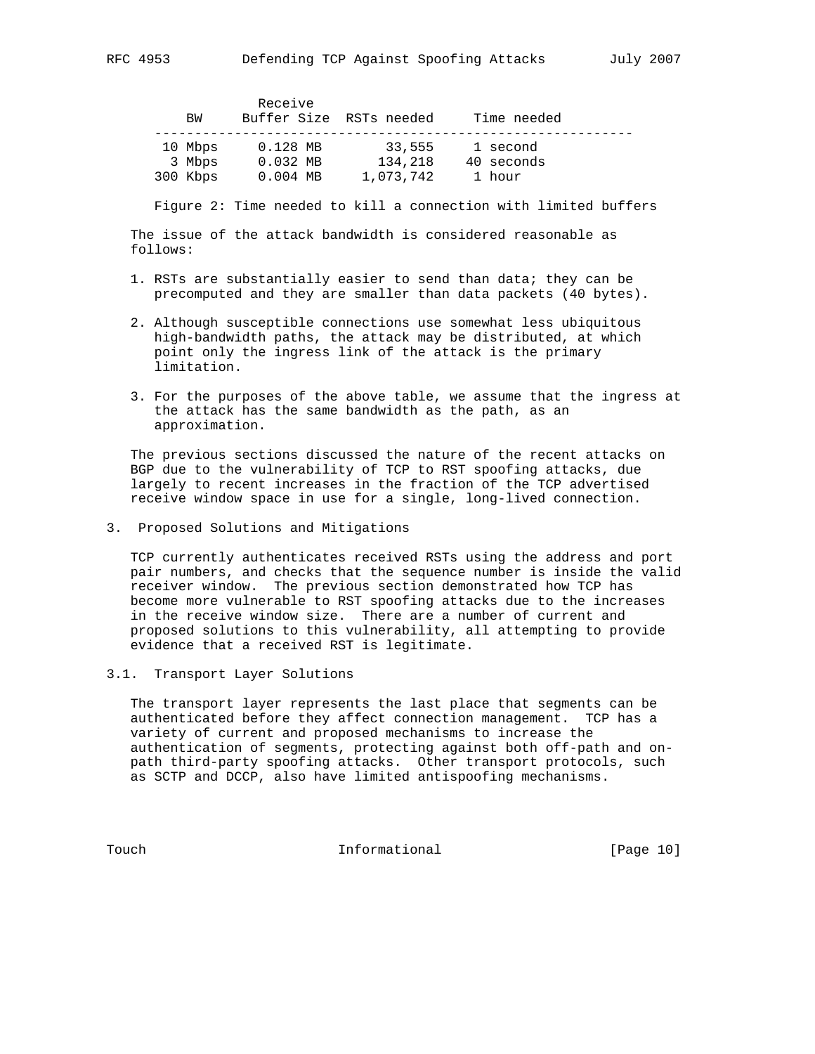| BW | Receive Buffer Size | RSTs needed | Time needed |
|---|---|---|---|
| 10 Mbps | 0.128 MB | 33,555 | 1 second |
| 3 Mbps | 0.032 MB | 134,218 | 40 seconds |
| 300 Kbps | 0.004 MB | 1,073,742 | 1 hour |

Figure 2: Time needed to kill a connection with limited buffers

The issue of the attack bandwidth is considered reasonable as follows:

1. RSTs are substantially easier to send than data; they can be precomputed and they are smaller than data packets (40 bytes).

2. Although susceptible connections use somewhat less ubiquitous high-bandwidth paths, the attack may be distributed, at which point only the ingress link of the attack is the primary limitation.

3. For the purposes of the above table, we assume that the ingress at the attack has the same bandwidth as the path, as an approximation.

The previous sections discussed the nature of the recent attacks on BGP due to the vulnerability of TCP to RST spoofing attacks, due largely to recent increases in the fraction of the TCP advertised receive window space in use for a single, long-lived connection.

## 3. Proposed Solutions and Mitigations

TCP currently authenticates received RSTs using the address and port pair numbers, and checks that the sequence number is inside the valid receiver window. The previous section demonstrated how TCP has become more vulnerable to RST spoofing attacks due to the increases in the receive window size. There are a number of current and proposed solutions to this vulnerability, all attempting to provide evidence that a received RST is legitimate.

### 3.1. Transport Layer Solutions

The transport layer represents the last place that segments can be authenticated before they affect connection management. TCP has a variety of current and proposed mechanisms to increase the authentication of segments, protecting against both off-path and on-path third-party spoofing attacks. Other transport protocols, such as SCTP and DCCP, also have limited antispoofing mechanisms.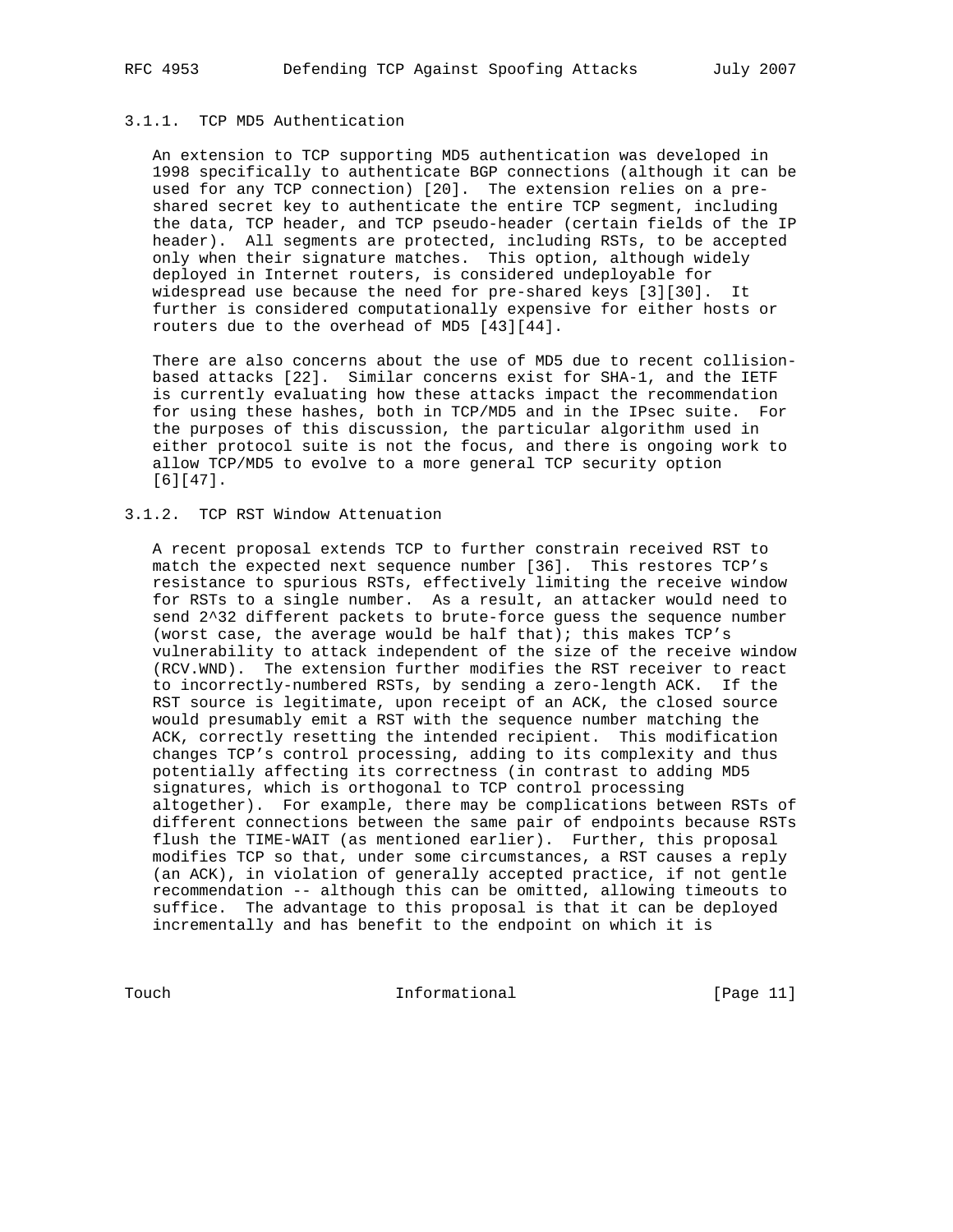### 3.1.1. TCP MD5 Authentication

An extension to TCP supporting MD5 authentication was developed in 1998 specifically to authenticate BGP connections (although it can be used for any TCP connection) [20]. The extension relies on a pre-shared secret key to authenticate the entire TCP segment, including the data, TCP header, and TCP pseudo-header (certain fields of the IP header). All segments are protected, including RSTs, to be accepted only when their signature matches. This option, although widely deployed in Internet routers, is considered undeployable for widespread use because the need for pre-shared keys [3][30]. It further is considered computationally expensive for either hosts or routers due to the overhead of MD5 [43][44].

There are also concerns about the use of MD5 due to recent collision-based attacks [22]. Similar concerns exist for SHA-1, and the IETF is currently evaluating how these attacks impact the recommendation for using these hashes, both in TCP/MD5 and in the IPsec suite. For the purposes of this discussion, the particular algorithm used in either protocol suite is not the focus, and there is ongoing work to allow TCP/MD5 to evolve to a more general TCP security option [6][47].

### 3.1.2. TCP RST Window Attenuation

A recent proposal extends TCP to further constrain received RST to match the expected next sequence number [36]. This restores TCP's resistance to spurious RSTs, effectively limiting the receive window for RSTs to a single number. As a result, an attacker would need to send $2^{32}$ different packets to brute-force guess the sequence number (worst case, the average would be half that); this makes TCP's vulnerability to attack independent of the size of the receive window (RCV.WND). The extension further modifies the RST receiver to react to incorrectly-numbered RSTs, by sending a zero-length ACK. If the RST source is legitimate, upon receipt of an ACK, the closed source would presumably emit a RST with the sequence number matching the ACK, correctly resetting the intended recipient. This modification changes TCP's control processing, adding to its complexity and thus potentially affecting its correctness (in contrast to adding MD5 signatures, which is orthogonal to TCP control processing altogether). For example, there may be complications between RSTs of different connections between the same pair of endpoints because RSTs flush the TIME-WAIT (as mentioned earlier). Further, this proposal modifies TCP so that, under some circumstances, a RST causes a reply (an ACK), in violation of generally accepted practice, if not gentle recommendation -- although this can be omitted, allowing timeouts to suffice. The advantage to this proposal is that it can be deployed incrementally and has benefit to the endpoint on which it is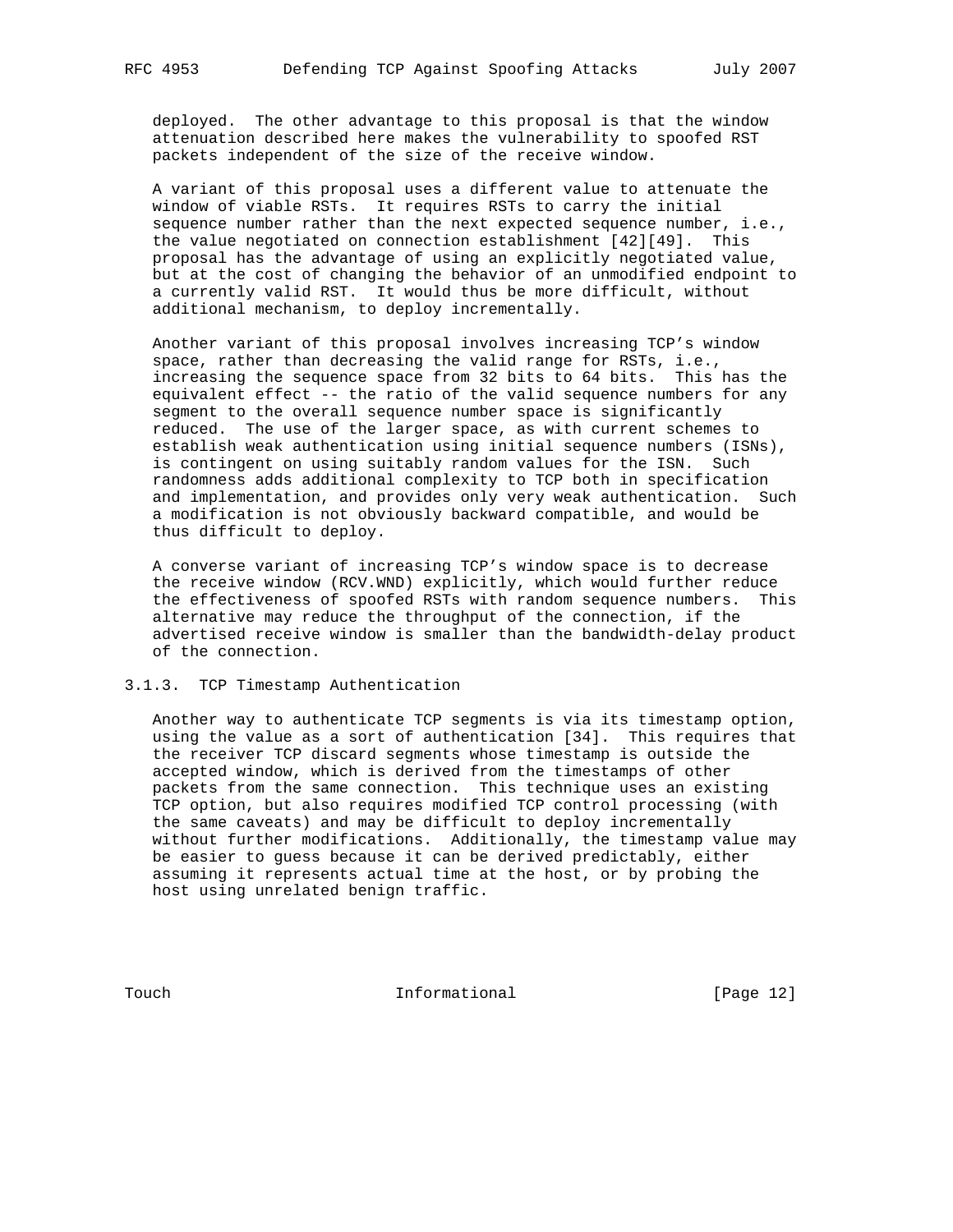deployed. The other advantage to this proposal is that the window attenuation described here makes the vulnerability to spoofed RST packets independent of the size of the receive window.

A variant of this proposal uses a different value to attenuate the window of viable RSTs. It requires RSTs to carry the initial sequence number rather than the next expected sequence number, i.e., the value negotiated on connection establishment [42][49]. This proposal has the advantage of using an explicitly negotiated value, but at the cost of changing the behavior of an unmodified endpoint to a currently valid RST. It would thus be more difficult, without additional mechanism, to deploy incrementally.

Another variant of this proposal involves increasing TCP's window space, rather than decreasing the valid range for RSTs, i.e., increasing the sequence space from 32 bits to 64 bits. This has the equivalent effect -- the ratio of the valid sequence numbers for any segment to the overall sequence number space is significantly reduced. The use of the larger space, as with current schemes to establish weak authentication using initial sequence numbers (ISNs), is contingent on using suitably random values for the ISN. Such randomness adds additional complexity to TCP both in specification and implementation, and provides only very weak authentication. Such a modification is not obviously backward compatible, and would be thus difficult to deploy.

A converse variant of increasing TCP's window space is to decrease the receive window (RCV.WND) explicitly, which would further reduce the effectiveness of spoofed RSTs with random sequence numbers. This alternative may reduce the throughput of the connection, if the advertised receive window is smaller than the bandwidth-delay product of the connection.

### 3.1.3. TCP Timestamp Authentication

Another way to authenticate TCP segments is via its timestamp option, using the value as a sort of authentication [34]. This requires that the receiver TCP discard segments whose timestamp is outside the accepted window, which is derived from the timestamps of other packets from the same connection. This technique uses an existing TCP option, but also requires modified TCP control processing (with the same caveats) and may be difficult to deploy incrementally without further modifications. Additionally, the timestamp value may be easier to guess because it can be derived predictably, either assuming it represents actual time at the host, or by probing the host using unrelated benign traffic.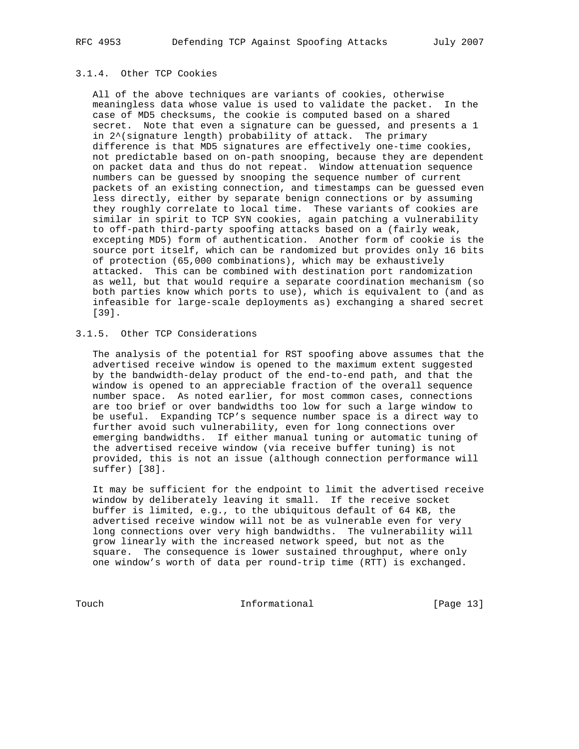### 3.1.4. Other TCP Cookies

All of the above techniques are variants of cookies, otherwise meaningless data whose value is used to validate the packet. In the case of MD5 checksums, the cookie is computed based on a shared secret. Note that even a signature can be guessed, and presents a 1 in 2^(signature length) probability of attack. The primary difference is that MD5 signatures are effectively one-time cookies, not predictable based on on-path snooping, because they are dependent on packet data and thus do not repeat. Window attenuation sequence numbers can be guessed by snooping the sequence number of current packets of an existing connection, and timestamps can be guessed even less directly, either by separate benign connections or by assuming they roughly correlate to local time. These variants of cookies are similar in spirit to TCP SYN cookies, again patching a vulnerability to off-path third-party spoofing attacks based on a (fairly weak, excepting MD5) form of authentication. Another form of cookie is the source port itself, which can be randomized but provides only 16 bits of protection (65,000 combinations), which may be exhaustively attacked. This can be combined with destination port randomization as well, but that would require a separate coordination mechanism (so both parties know which ports to use), which is equivalent to (and as infeasible for large-scale deployments as) exchanging a shared secret [39].

### 3.1.5. Other TCP Considerations

The analysis of the potential for RST spoofing above assumes that the advertised receive window is opened to the maximum extent suggested by the bandwidth-delay product of the end-to-end path, and that the window is opened to an appreciable fraction of the overall sequence number space. As noted earlier, for most common cases, connections are too brief or over bandwidths too low for such a large window to be useful. Expanding TCP's sequence number space is a direct way to further avoid such vulnerability, even for long connections over emerging bandwidths. If either manual tuning or automatic tuning of the advertised receive window (via receive buffer tuning) is not provided, this is not an issue (although connection performance will suffer) [38].

It may be sufficient for the endpoint to limit the advertised receive window by deliberately leaving it small. If the receive socket buffer is limited, e.g., to the ubiquitous default of 64 KB, the advertised receive window will not be as vulnerable even for very long connections over very high bandwidths. The vulnerability will grow linearly with the increased network speed, but not as the square. The consequence is lower sustained throughput, where only one window's worth of data per round-trip time (RTT) is exchanged.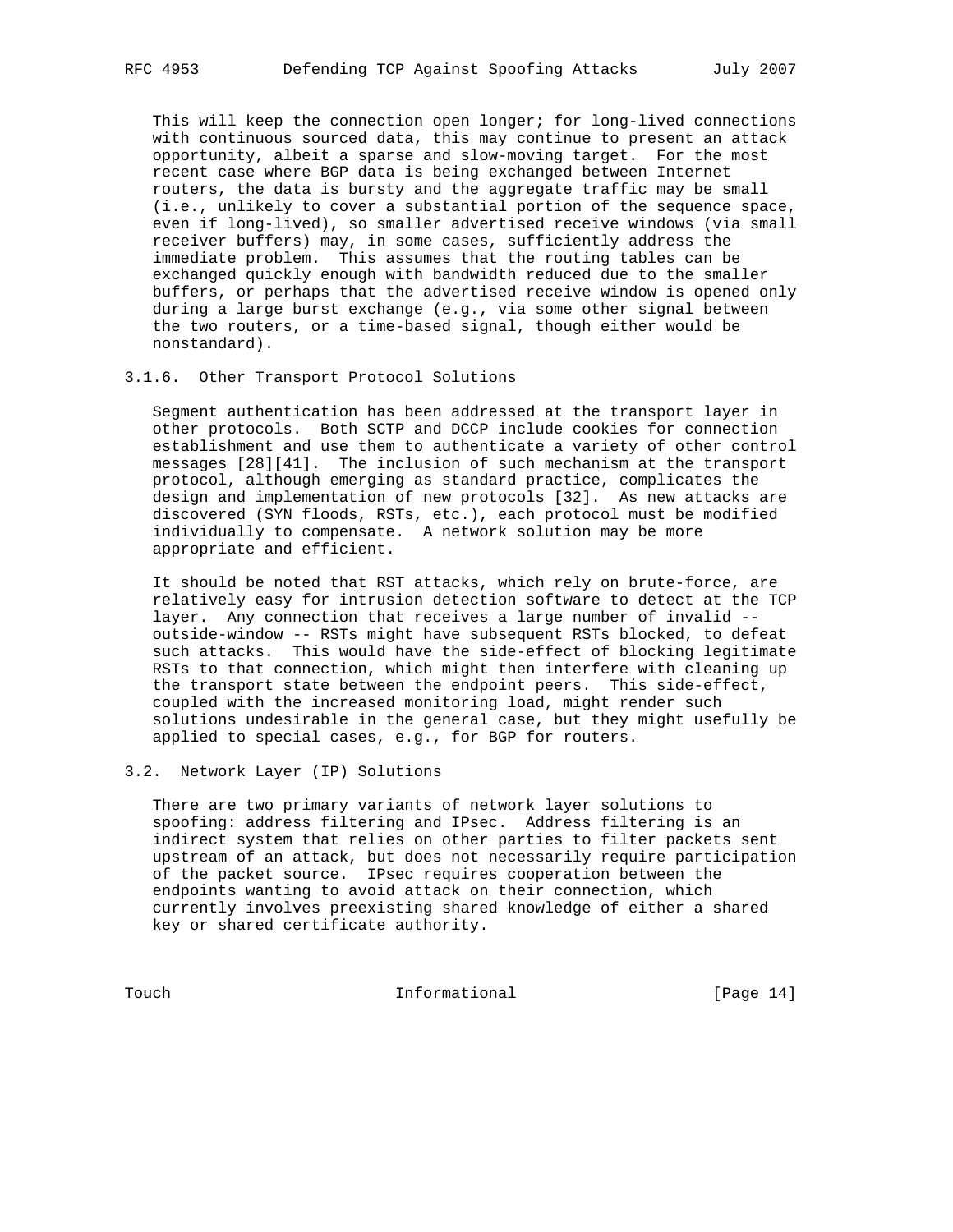This will keep the connection open longer; for long-lived connections with continuous sourced data, this may continue to present an attack opportunity, albeit a sparse and slow-moving target. For the most recent case where BGP data is being exchanged between Internet routers, the data is bursty and the aggregate traffic may be small (i.e., unlikely to cover a substantial portion of the sequence space, even if long-lived), so smaller advertised receive windows (via small receiver buffers) may, in some cases, sufficiently address the immediate problem. This assumes that the routing tables can be exchanged quickly enough with bandwidth reduced due to the smaller buffers, or perhaps that the advertised receive window is opened only during a large burst exchange (e.g., via some other signal between the two routers, or a time-based signal, though either would be nonstandard).

#### 3.1.6. Other Transport Protocol Solutions

Segment authentication has been addressed at the transport layer in other protocols. Both SCTP and DCCP include cookies for connection establishment and use them to authenticate a variety of other control messages [28][41]. The inclusion of such mechanism at the transport protocol, although emerging as standard practice, complicates the design and implementation of new protocols [32]. As new attacks are discovered (SYN floods, RSTs, etc.), each protocol must be modified individually to compensate. A network solution may be more appropriate and efficient.

It should be noted that RST attacks, which rely on brute-force, are relatively easy for intrusion detection software to detect at the TCP layer. Any connection that receives a large number of invalid -- outside-window -- RSTs might have subsequent RSTs blocked, to defeat such attacks. This would have the side-effect of blocking legitimate RSTs to that connection, which might then interfere with cleaning up the transport state between the endpoint peers. This side-effect, coupled with the increased monitoring load, might render such solutions undesirable in the general case, but they might usefully be applied to special cases, e.g., for BGP for routers.

### 3.2. Network Layer (IP) Solutions

There are two primary variants of network layer solutions to spoofing: address filtering and IPsec. Address filtering is an indirect system that relies on other parties to filter packets sent upstream of an attack, but does not necessarily require participation of the packet source. IPsec requires cooperation between the endpoints wanting to avoid attack on their connection, which currently involves preexisting shared knowledge of either a shared key or shared certificate authority.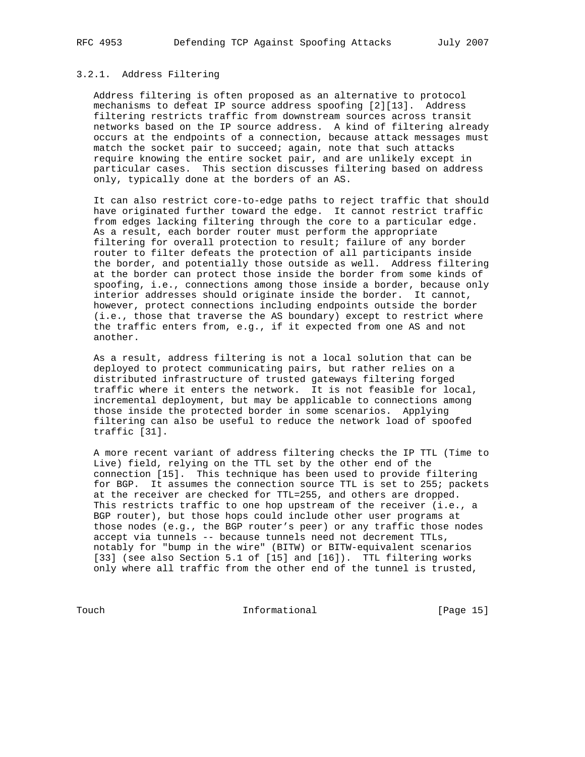### 3.2.1. Address Filtering

Address filtering is often proposed as an alternative to protocol mechanisms to defeat IP source address spoofing [2][13]. Address filtering restricts traffic from downstream sources across transit networks based on the IP source address. A kind of filtering already occurs at the endpoints of a connection, because attack messages must match the socket pair to succeed; again, note that such attacks require knowing the entire socket pair, and are unlikely except in particular cases. This section discusses filtering based on address only, typically done at the borders of an AS.

It can also restrict core-to-edge paths to reject traffic that should have originated further toward the edge. It cannot restrict traffic from edges lacking filtering through the core to a particular edge. As a result, each border router must perform the appropriate filtering for overall protection to result; failure of any border router to filter defeats the protection of all participants inside the border, and potentially those outside as well. Address filtering at the border can protect those inside the border from some kinds of spoofing, i.e., connections among those inside a border, because only interior addresses should originate inside the border. It cannot, however, protect connections including endpoints outside the border (i.e., those that traverse the AS boundary) except to restrict where the traffic enters from, e.g., if it expected from one AS and not another.

As a result, address filtering is not a local solution that can be deployed to protect communicating pairs, but rather relies on a distributed infrastructure of trusted gateways filtering forged traffic where it enters the network. It is not feasible for local, incremental deployment, but may be applicable to connections among those inside the protected border in some scenarios. Applying filtering can also be useful to reduce the network load of spoofed traffic [31].

A more recent variant of address filtering checks the IP TTL (Time to Live) field, relying on the TTL set by the other end of the connection [15]. This technique has been used to provide filtering for BGP. It assumes the connection source TTL is set to 255; packets at the receiver are checked for TTL=255, and others are dropped. This restricts traffic to one hop upstream of the receiver (i.e., a BGP router), but those hops could include other user programs at those nodes (e.g., the BGP router's peer) or any traffic those nodes accept via tunnels -- because tunnels need not decrement TTLs, notably for "bump in the wire" (BITW) or BITW-equivalent scenarios [33] (see also Section 5.1 of [15] and [16]). TTL filtering works only where all traffic from the other end of the tunnel is trusted,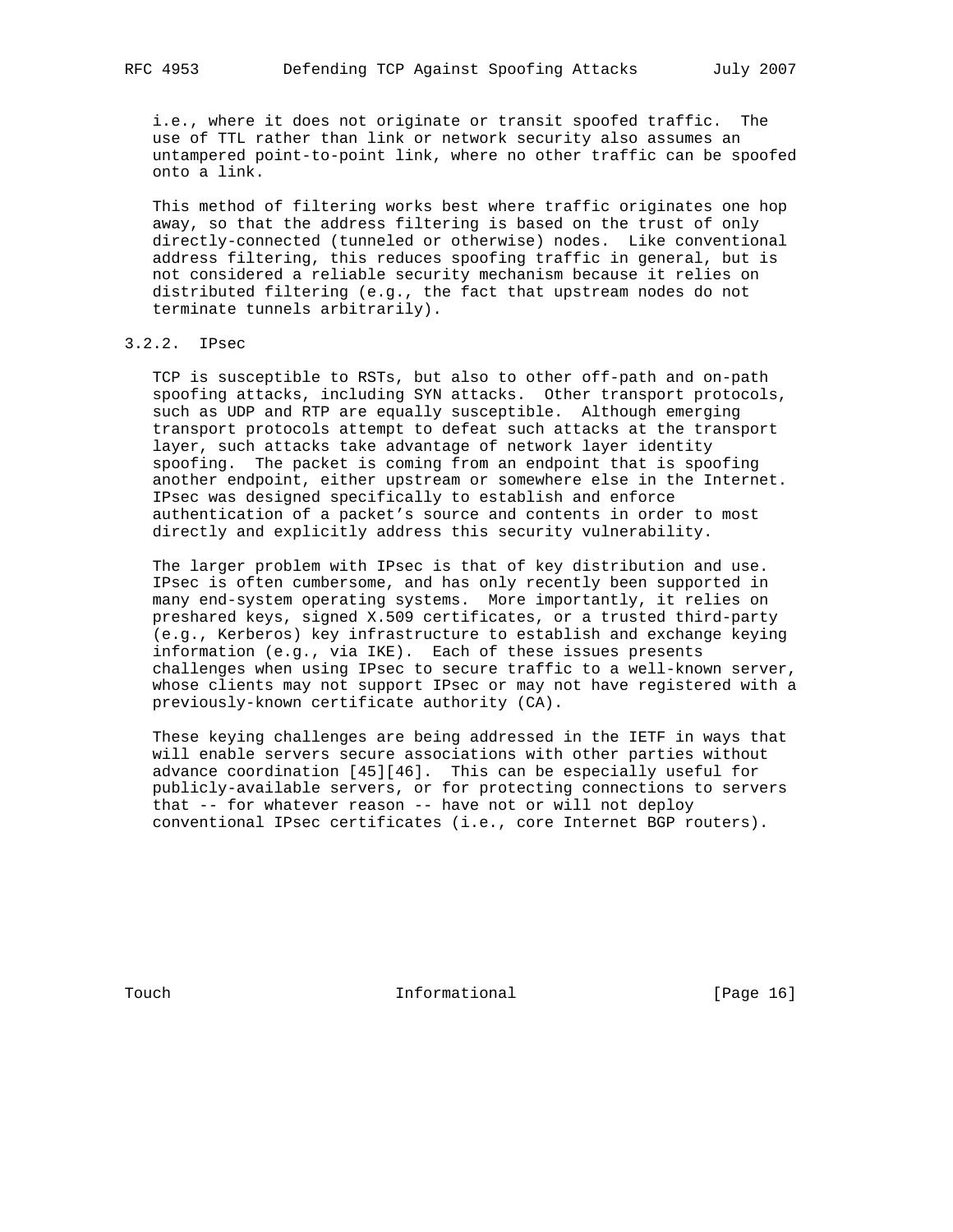i.e., where it does not originate or transit spoofed traffic. The use of TTL rather than link or network security also assumes an untampered point-to-point link, where no other traffic can be spoofed onto a link.

This method of filtering works best where traffic originates one hop away, so that the address filtering is based on the trust of only directly-connected (tunneled or otherwise) nodes. Like conventional address filtering, this reduces spoofing traffic in general, but is not considered a reliable security mechanism because it relies on distributed filtering (e.g., the fact that upstream nodes do not terminate tunnels arbitrarily).

### 3.2.2. IPsec

TCP is susceptible to RSTs, but also to other off-path and on-path spoofing attacks, including SYN attacks. Other transport protocols, such as UDP and RTP are equally susceptible. Although emerging transport protocols attempt to defeat such attacks at the transport layer, such attacks take advantage of network layer identity spoofing. The packet is coming from an endpoint that is spoofing another endpoint, either upstream or somewhere else in the Internet. IPsec was designed specifically to establish and enforce authentication of a packet's source and contents in order to most directly and explicitly address this security vulnerability.

The larger problem with IPsec is that of key distribution and use. IPsec is often cumbersome, and has only recently been supported in many end-system operating systems. More importantly, it relies on preshared keys, signed X.509 certificates, or a trusted third-party (e.g., Kerberos) key infrastructure to establish and exchange keying information (e.g., via IKE). Each of these issues presents challenges when using IPsec to secure traffic to a well-known server, whose clients may not support IPsec or may not have registered with a previously-known certificate authority (CA).

These keying challenges are being addressed in the IETF in ways that will enable servers secure associations with other parties without advance coordination [45][46]. This can be especially useful for publicly-available servers, or for protecting connections to servers that -- for whatever reason -- have not or will not deploy conventional IPsec certificates (i.e., core Internet BGP routers).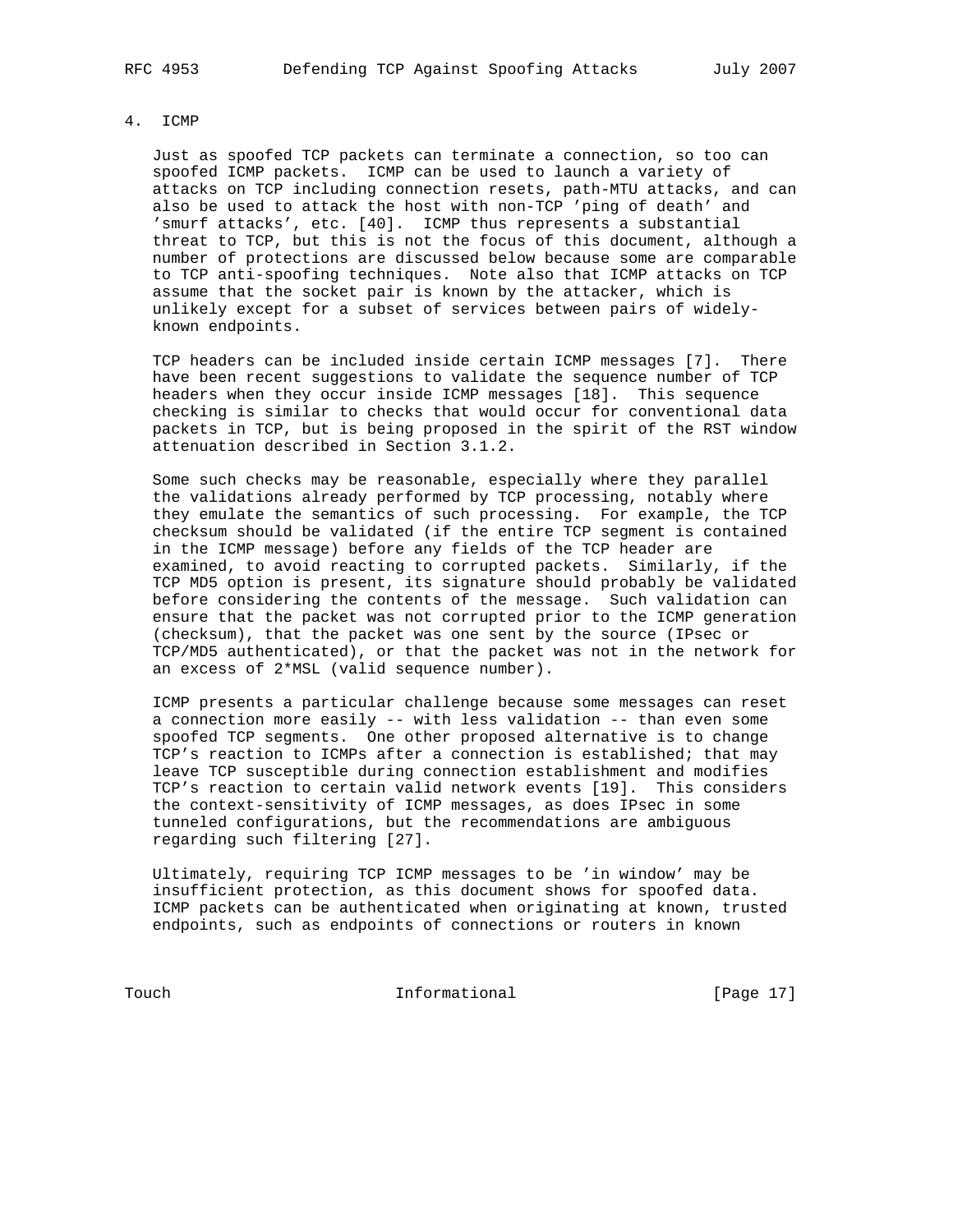## 4. ICMP

Just as spoofed TCP packets can terminate a connection, so too can spoofed ICMP packets. ICMP can be used to launch a variety of attacks on TCP including connection resets, path-MTU attacks, and can also be used to attack the host with non-TCP 'ping of death' and 'smurf attacks', etc. [40]. ICMP thus represents a substantial threat to TCP, but this is not the focus of this document, although a number of protections are discussed below because some are comparable to TCP anti-spoofing techniques. Note also that ICMP attacks on TCP assume that the socket pair is known by the attacker, which is unlikely except for a subset of services between pairs of widely-known endpoints.

TCP headers can be included inside certain ICMP messages [7]. There have been recent suggestions to validate the sequence number of TCP headers when they occur inside ICMP messages [18]. This sequence checking is similar to checks that would occur for conventional data packets in TCP, but is being proposed in the spirit of the RST window attenuation described in Section 3.1.2.

Some such checks may be reasonable, especially where they parallel the validations already performed by TCP processing, notably where they emulate the semantics of such processing. For example, the TCP checksum should be validated (if the entire TCP segment is contained in the ICMP message) before any fields of the TCP header are examined, to avoid reacting to corrupted packets. Similarly, if the TCP MD5 option is present, its signature should probably be validated before considering the contents of the message. Such validation can ensure that the packet was not corrupted prior to the ICMP generation (checksum), that the packet was one sent by the source (IPsec or TCP/MD5 authenticated), or that the packet was not in the network for an excess of 2*MSL (valid sequence number).

ICMP presents a particular challenge because some messages can reset a connection more easily -- with less validation -- than even some spoofed TCP segments. One other proposed alternative is to change TCP's reaction to ICMPs after a connection is established; that may leave TCP susceptible during connection establishment and modifies TCP's reaction to certain valid network events [19]. This considers the context-sensitivity of ICMP messages, as does IPsec in some tunneled configurations, but the recommendations are ambiguous regarding such filtering [27].

Ultimately, requiring TCP ICMP messages to be 'in window' may be insufficient protection, as this document shows for spoofed data. ICMP packets can be authenticated when originating at known, trusted endpoints, such as endpoints of connections or routers in known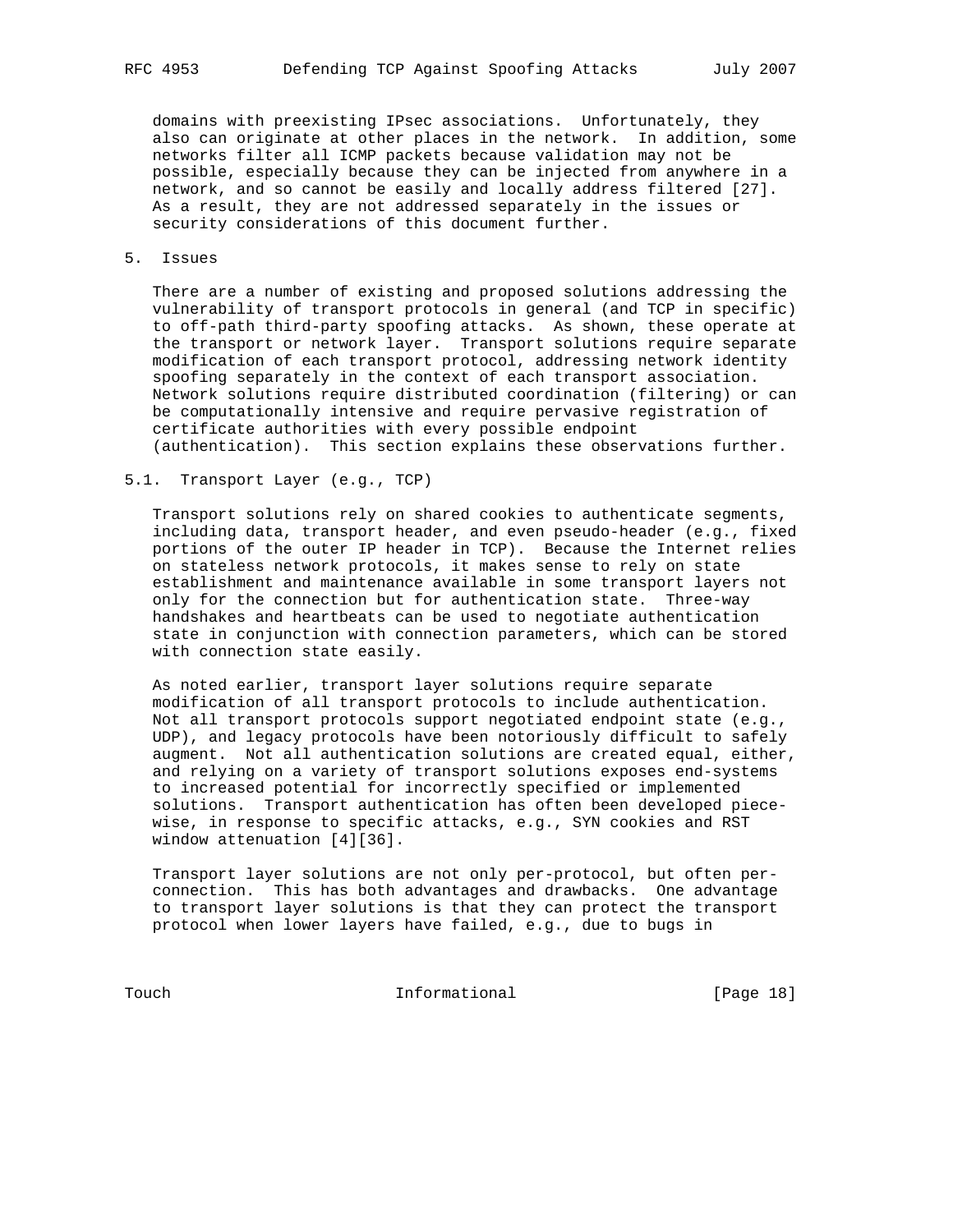domains with preexisting IPsec associations. Unfortunately, they also can originate at other places in the network. In addition, some networks filter all ICMP packets because validation may not be possible, especially because they can be injected from anywhere in a network, and so cannot be easily and locally address filtered [27]. As a result, they are not addressed separately in the issues or security considerations of this document further.

## 5. Issues

There are a number of existing and proposed solutions addressing the vulnerability of transport protocols in general (and TCP in specific) to off-path third-party spoofing attacks. As shown, these operate at the transport or network layer. Transport solutions require separate modification of each transport protocol, addressing network identity spoofing separately in the context of each transport association. Network solutions require distributed coordination (filtering) or can be computationally intensive and require pervasive registration of certificate authorities with every possible endpoint (authentication). This section explains these observations further.

### 5.1. Transport Layer (e.g., TCP)

Transport solutions rely on shared cookies to authenticate segments, including data, transport header, and even pseudo-header (e.g., fixed portions of the outer IP header in TCP). Because the Internet relies on stateless network protocols, it makes sense to rely on state establishment and maintenance available in some transport layers not only for the connection but for authentication state. Three-way handshakes and heartbeats can be used to negotiate authentication state in conjunction with connection parameters, which can be stored with connection state easily.

As noted earlier, transport layer solutions require separate modification of all transport protocols to include authentication. Not all transport protocols support negotiated endpoint state (e.g., UDP), and legacy protocols have been notoriously difficult to safely augment. Not all authentication solutions are created equal, either, and relying on a variety of transport solutions exposes end-systems to increased potential for incorrectly specified or implemented solutions. Transport authentication has often been developed piece-wise, in response to specific attacks, e.g., SYN cookies and RST window attenuation [4][36].

Transport layer solutions are not only per-protocol, but often per-connection. This has both advantages and drawbacks. One advantage to transport layer solutions is that they can protect the transport protocol when lower layers have failed, e.g., due to bugs in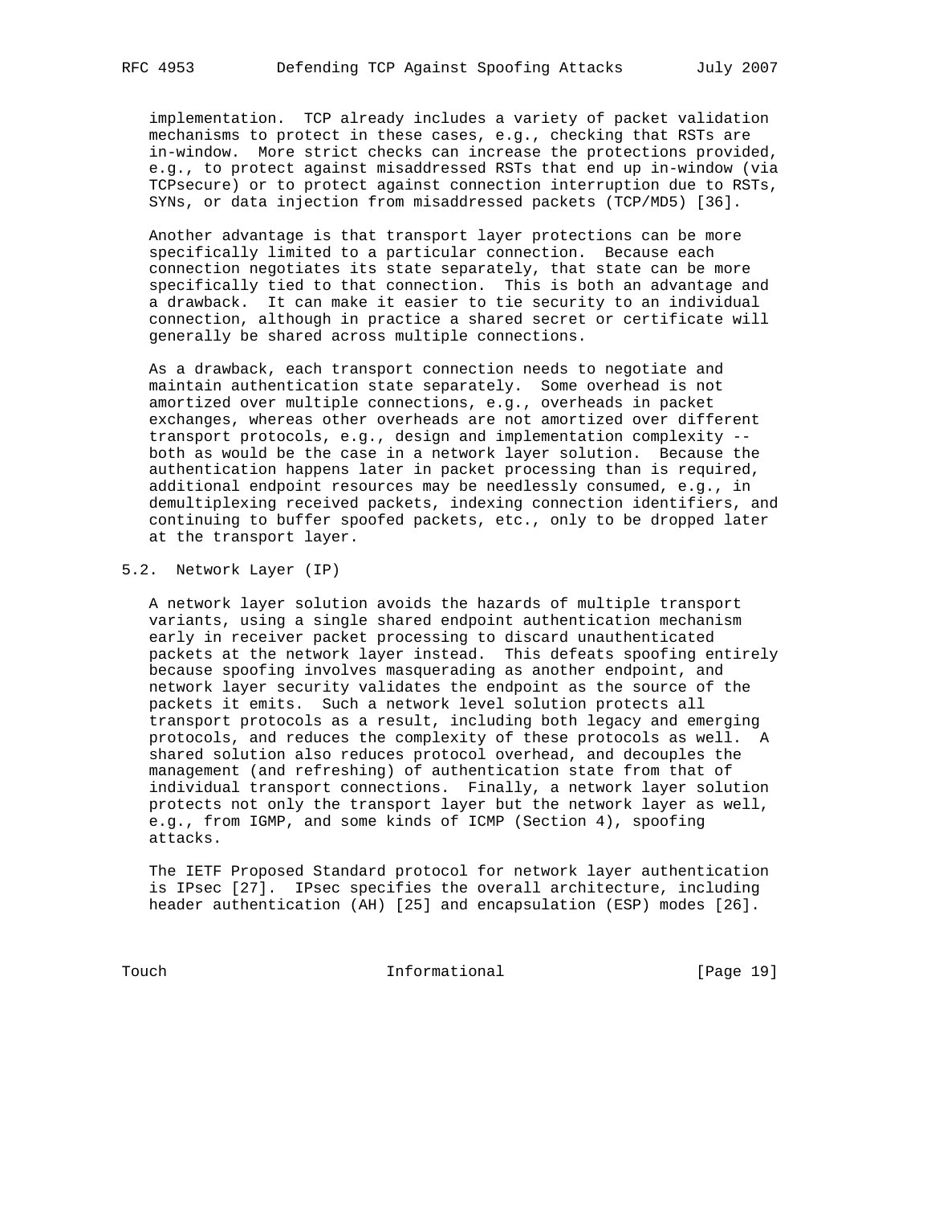implementation. TCP already includes a variety of packet validation mechanisms to protect in these cases, e.g., checking that RSTs are in-window. More strict checks can increase the protections provided, e.g., to protect against misaddressed RSTs that end up in-window (via TCPsecure) or to protect against connection interruption due to RSTs, SYNs, or data injection from misaddressed packets (TCP/MD5) [36].

Another advantage is that transport layer protections can be more specifically limited to a particular connection. Because each connection negotiates its state separately, that state can be more specifically tied to that connection. This is both an advantage and a drawback. It can make it easier to tie security to an individual connection, although in practice a shared secret or certificate will generally be shared across multiple connections.

As a drawback, each transport connection needs to negotiate and maintain authentication state separately. Some overhead is not amortized over multiple connections, e.g., overheads in packet exchanges, whereas other overheads are not amortized over different transport protocols, e.g., design and implementation complexity -- both as would be the case in a network layer solution. Because the authentication happens later in packet processing than is required, additional endpoint resources may be needlessly consumed, e.g., in demultiplexing received packets, indexing connection identifiers, and continuing to buffer spoofed packets, etc., only to be dropped later at the transport layer.

## 5.2. Network Layer (IP)

A network layer solution avoids the hazards of multiple transport variants, using a single shared endpoint authentication mechanism early in receiver packet processing to discard unauthenticated packets at the network layer instead. This defeats spoofing entirely because spoofing involves masquerading as another endpoint, and network layer security validates the endpoint as the source of the packets it emits. Such a network level solution protects all transport protocols as a result, including both legacy and emerging protocols, and reduces the complexity of these protocols as well. A shared solution also reduces protocol overhead, and decouples the management (and refreshing) of authentication state from that of individual transport connections. Finally, a network layer solution protects not only the transport layer but the network layer as well, e.g., from IGMP, and some kinds of ICMP (Section 4), spoofing attacks.

The IETF Proposed Standard protocol for network layer authentication is IPsec [27]. IPsec specifies the overall architecture, including header authentication (AH) [25] and encapsulation (ESP) modes [26].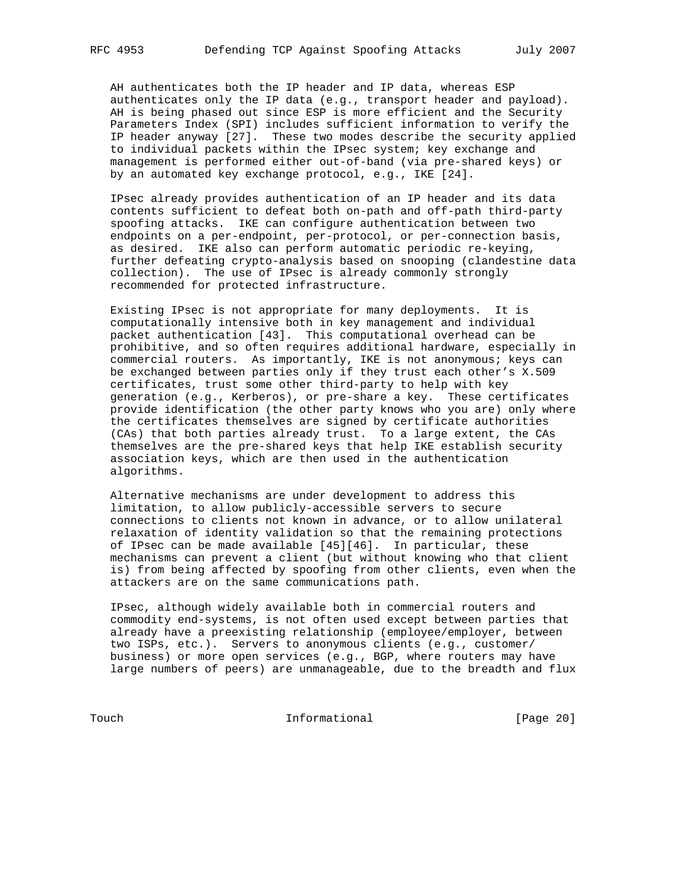AH authenticates both the IP header and IP data, whereas ESP authenticates only the IP data (e.g., transport header and payload). AH is being phased out since ESP is more efficient and the Security Parameters Index (SPI) includes sufficient information to verify the IP header anyway [27]. These two modes describe the security applied to individual packets within the IPsec system; key exchange and management is performed either out-of-band (via pre-shared keys) or by an automated key exchange protocol, e.g., IKE [24].

IPsec already provides authentication of an IP header and its data contents sufficient to defeat both on-path and off-path third-party spoofing attacks. IKE can configure authentication between two endpoints on a per-endpoint, per-protocol, or per-connection basis, as desired. IKE also can perform automatic periodic re-keying, further defeating crypto-analysis based on snooping (clandestine data collection). The use of IPsec is already commonly strongly recommended for protected infrastructure.

Existing IPsec is not appropriate for many deployments. It is computationally intensive both in key management and individual packet authentication [43]. This computational overhead can be prohibitive, and so often requires additional hardware, especially in commercial routers. As importantly, IKE is not anonymous; keys can be exchanged between parties only if they trust each other's X.509 certificates, trust some other third-party to help with key generation (e.g., Kerberos), or pre-share a key. These certificates provide identification (the other party knows who you are) only where the certificates themselves are signed by certificate authorities (CAs) that both parties already trust. To a large extent, the CAs themselves are the pre-shared keys that help IKE establish security association keys, which are then used in the authentication algorithms.

Alternative mechanisms are under development to address this limitation, to allow publicly-accessible servers to secure connections to clients not known in advance, or to allow unilateral relaxation of identity validation so that the remaining protections of IPsec can be made available [45][46]. In particular, these mechanisms can prevent a client (but without knowing who that client is) from being affected by spoofing from other clients, even when the attackers are on the same communications path.

IPsec, although widely available both in commercial routers and commodity end-systems, is not often used except between parties that already have a preexisting relationship (employee/employer, between two ISPs, etc.). Servers to anonymous clients (e.g., customer/ business) or more open services (e.g., BGP, where routers may have large numbers of peers) are unmanageable, due to the breadth and flux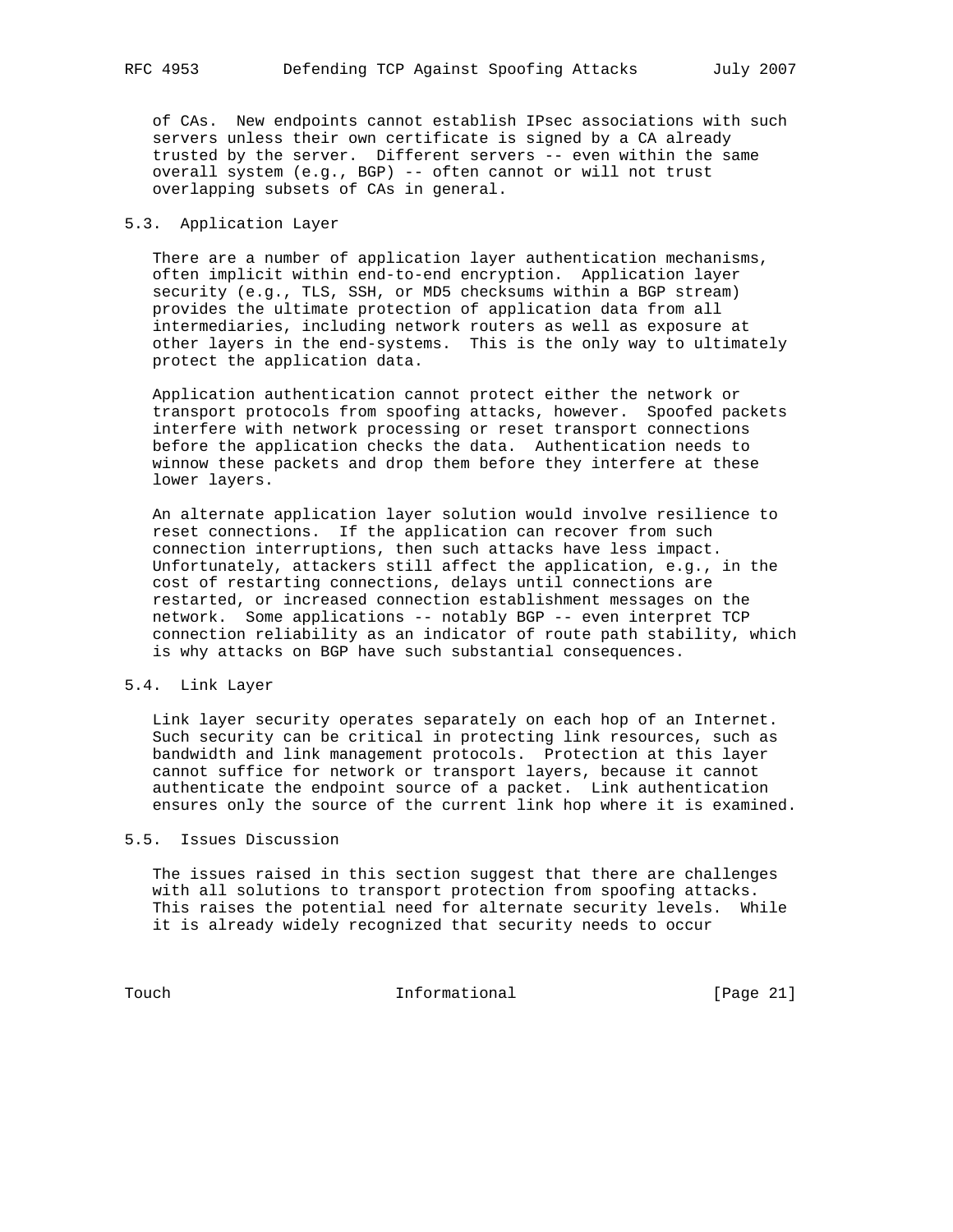of CAs. New endpoints cannot establish IPsec associations with such servers unless their own certificate is signed by a CA already trusted by the server. Different servers -- even within the same overall system (e.g., BGP) -- often cannot or will not trust overlapping subsets of CAs in general.

## 5.3. Application Layer

There are a number of application layer authentication mechanisms, often implicit within end-to-end encryption. Application layer security (e.g., TLS, SSH, or MD5 checksums within a BGP stream) provides the ultimate protection of application data from all intermediaries, including network routers as well as exposure at other layers in the end-systems. This is the only way to ultimately protect the application data.

Application authentication cannot protect either the network or transport protocols from spoofing attacks, however. Spoofed packets interfere with network processing or reset transport connections before the application checks the data. Authentication needs to winnow these packets and drop them before they interfere at these lower layers.

An alternate application layer solution would involve resilience to reset connections. If the application can recover from such connection interruptions, then such attacks have less impact. Unfortunately, attackers still affect the application, e.g., in the cost of restarting connections, delays until connections are restarted, or increased connection establishment messages on the network. Some applications -- notably BGP -- even interpret TCP connection reliability as an indicator of route path stability, which is why attacks on BGP have such substantial consequences.

## 5.4. Link Layer

Link layer security operates separately on each hop of an Internet. Such security can be critical in protecting link resources, such as bandwidth and link management protocols. Protection at this layer cannot suffice for network or transport layers, because it cannot authenticate the endpoint source of a packet. Link authentication ensures only the source of the current link hop where it is examined.

## 5.5. Issues Discussion

The issues raised in this section suggest that there are challenges with all solutions to transport protection from spoofing attacks. This raises the potential need for alternate security levels. While it is already widely recognized that security needs to occur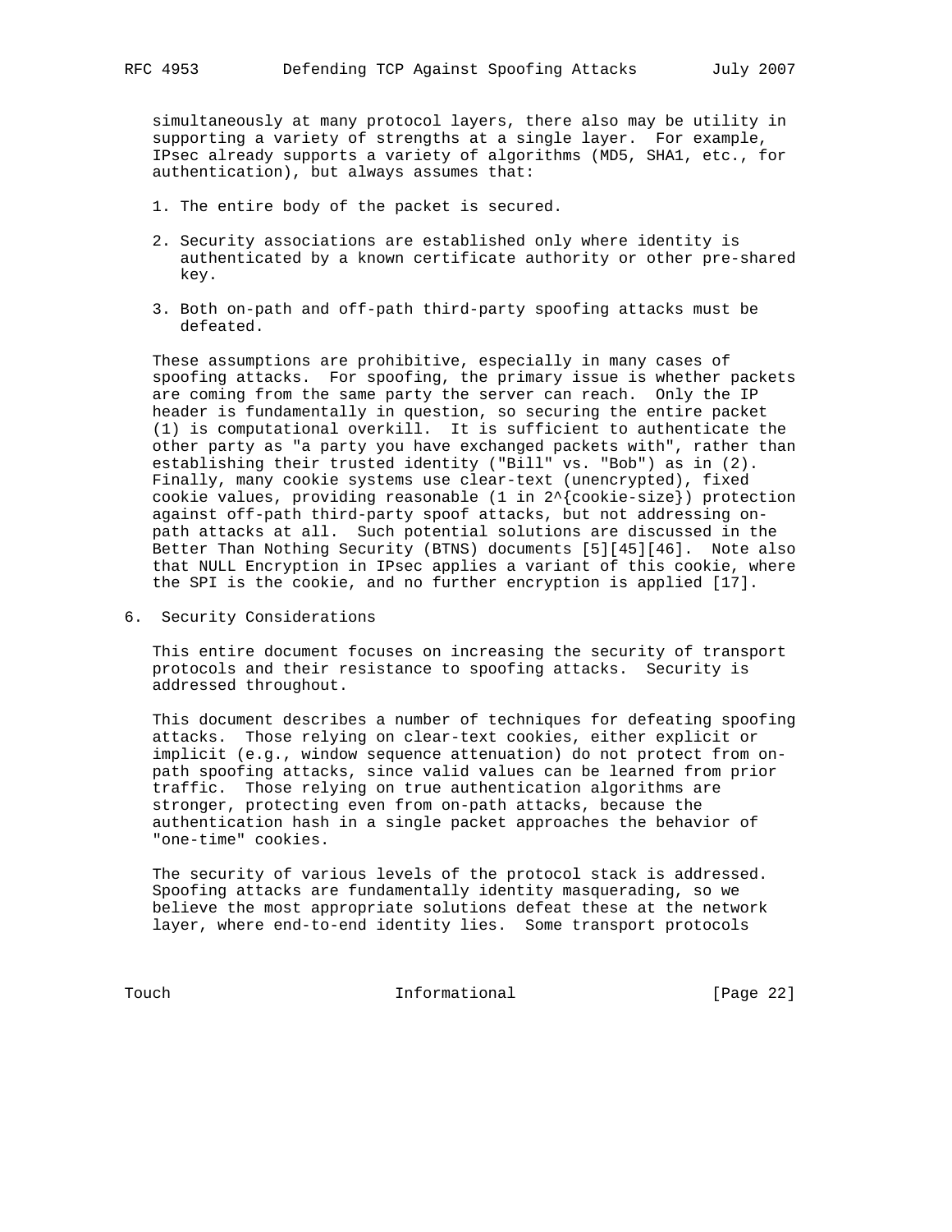simultaneously at many protocol layers, there also may be utility in supporting a variety of strengths at a single layer. For example, IPsec already supports a variety of algorithms (MD5, SHA1, etc., for authentication), but always assumes that:

1. The entire body of the packet is secured.

2. Security associations are established only where identity is authenticated by a known certificate authority or other pre-shared key.

3. Both on-path and off-path third-party spoofing attacks must be defeated.

These assumptions are prohibitive, especially in many cases of spoofing attacks. For spoofing, the primary issue is whether packets are coming from the same party the server can reach. Only the IP header is fundamentally in question, so securing the entire packet (1) is computational overkill. It is sufficient to authenticate the other party as "a party you have exchanged packets with", rather than establishing their trusted identity ("Bill" vs. "Bob") as in (2). Finally, many cookie systems use clear-text (unencrypted), fixed cookie values, providing reasonable (1 in $2^{cookie-size}$) protection against off-path third-party spoof attacks, but not addressing on-path attacks at all. Such potential solutions are discussed in the Better Than Nothing Security (BTNS) documents [5][45][46]. Note also that NULL Encryption in IPsec applies a variant of this cookie, where the SPI is the cookie, and no further encryption is applied [17].

## 6. Security Considerations

This entire document focuses on increasing the security of transport protocols and their resistance to spoofing attacks. Security is addressed throughout.

This document describes a number of techniques for defeating spoofing attacks. Those relying on clear-text cookies, either explicit or implicit (e.g., window sequence attenuation) do not protect from on-path spoofing attacks, since valid values can be learned from prior traffic. Those relying on true authentication algorithms are stronger, protecting even from on-path attacks, because the authentication hash in a single packet approaches the behavior of "one-time" cookies.

The security of various levels of the protocol stack is addressed. Spoofing attacks are fundamentally identity masquerading, so we believe the most appropriate solutions defeat these at the network layer, where end-to-end identity lies. Some transport protocols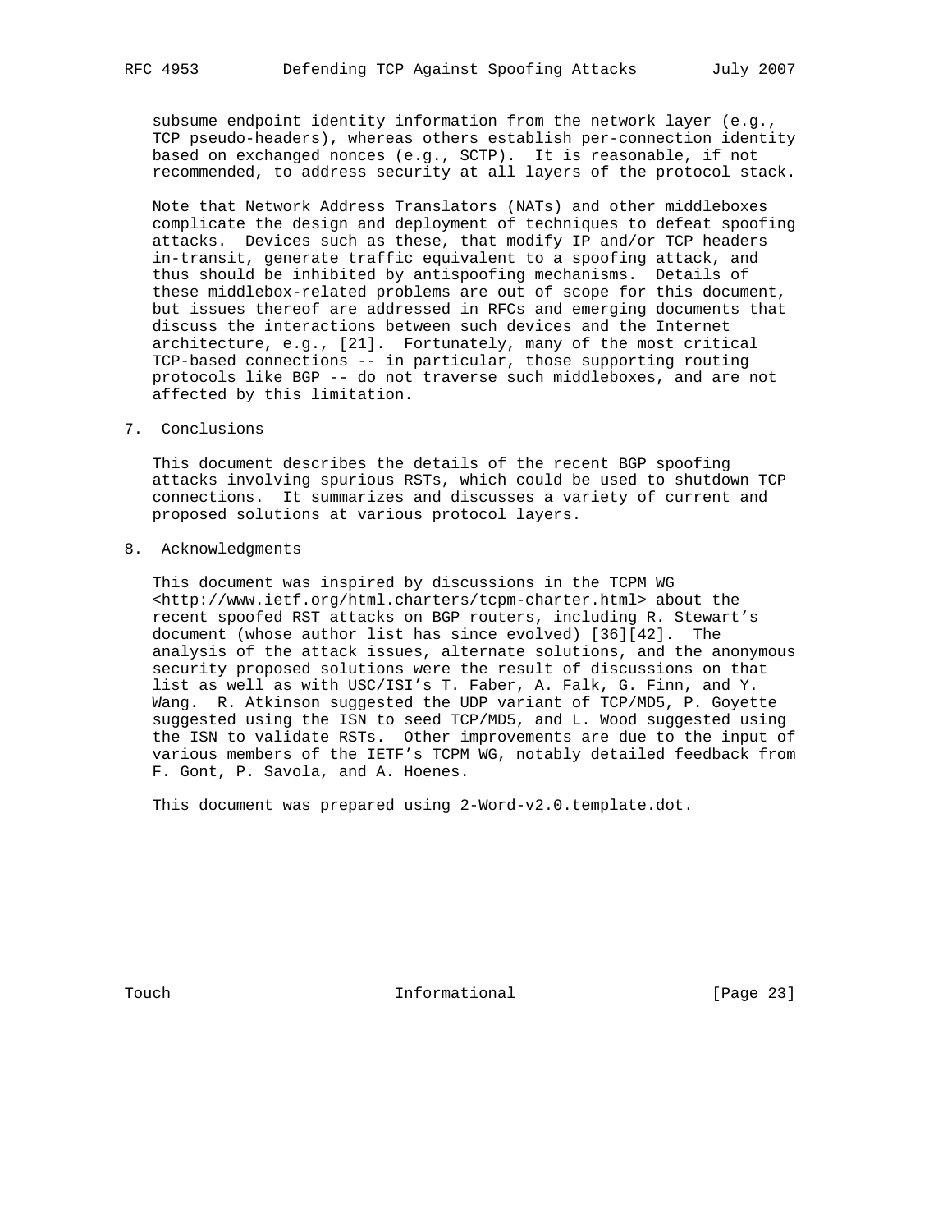subsume endpoint identity information from the network layer (e.g., TCP pseudo-headers), whereas others establish per-connection identity based on exchanged nonces (e.g., SCTP). It is reasonable, if not recommended, to address security at all layers of the protocol stack.

Note that Network Address Translators (NATs) and other middleboxes complicate the design and deployment of techniques to defeat spoofing attacks. Devices such as these, that modify IP and/or TCP headers in-transit, generate traffic equivalent to a spoofing attack, and thus should be inhibited by antispoofing mechanisms. Details of these middlebox-related problems are out of scope for this document, but issues thereof are addressed in RFCs and emerging documents that discuss the interactions between such devices and the Internet architecture, e.g., [21]. Fortunately, many of the most critical TCP-based connections -- in particular, those supporting routing protocols like BGP -- do not traverse such middleboxes, and are not affected by this limitation.

## 7. Conclusions

This document describes the details of the recent BGP spoofing attacks involving spurious RSTs, which could be used to shutdown TCP connections. It summarizes and discusses a variety of current and proposed solutions at various protocol layers.

## 8. Acknowledgments

This document was inspired by discussions in the TCPM WG <http://www.ietf.org/html.charters/tcpm-charter.html> about the recent spoofed RST attacks on BGP routers, including R. Stewart's document (whose author list has since evolved) [36][42]. The analysis of the attack issues, alternate solutions, and the anonymous security proposed solutions were the result of discussions on that list as well as with USC/ISI's T. Faber, A. Falk, G. Finn, and Y. Wang. R. Atkinson suggested the UDP variant of TCP/MD5, P. Goyette suggested using the ISN to seed TCP/MD5, and L. Wood suggested using the ISN to validate RSTs. Other improvements are due to the input of various members of the IETF's TCPM WG, notably detailed feedback from F. Gont, P. Savola, and A. Hoenes.

This document was prepared using 2-Word-v2.0.template.dot.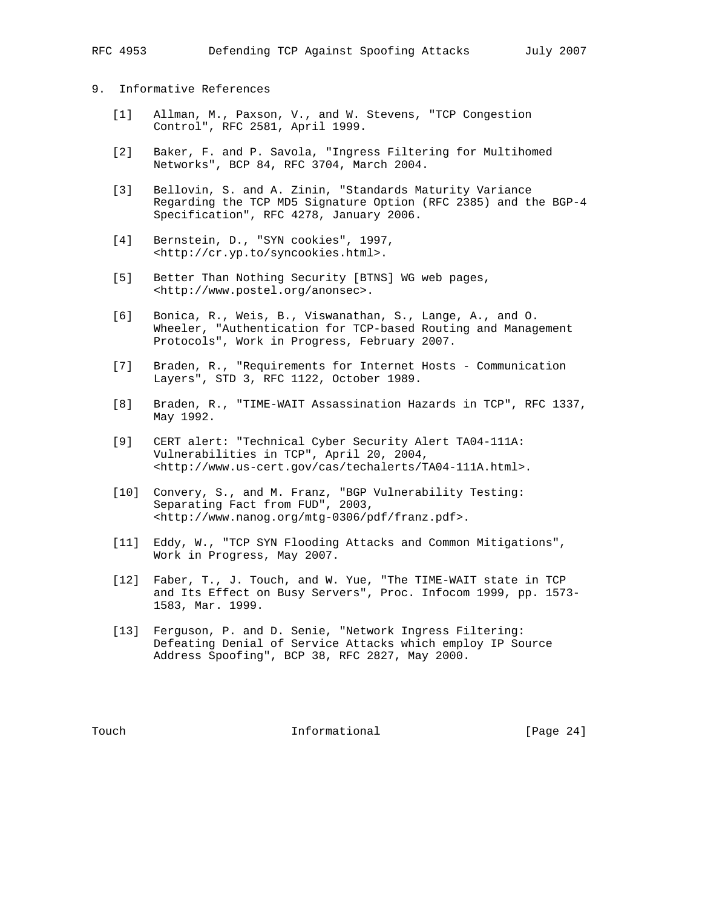## 9. Informative References

[1] Allman, M., Paxson, V., and W. Stevens, "TCP Congestion Control", RFC 2581, April 1999.

[2] Baker, F. and P. Savola, "Ingress Filtering for Multihomed Networks", BCP 84, RFC 3704, March 2004.

[3] Bellovin, S. and A. Zinin, "Standards Maturity Variance Regarding the TCP MD5 Signature Option (RFC 2385) and the BGP-4 Specification", RFC 4278, January 2006.

[4] Bernstein, D., "SYN cookies", 1997, <http://cr.yp.to/syncookies.html>.

[5] Better Than Nothing Security [BTNS] WG web pages, <http://www.postel.org/anonsec>.

[6] Bonica, R., Weis, B., Viswanathan, S., Lange, A., and O. Wheeler, "Authentication for TCP-based Routing and Management Protocols", Work in Progress, February 2007.

[7] Braden, R., "Requirements for Internet Hosts - Communication Layers", STD 3, RFC 1122, October 1989.

[8] Braden, R., "TIME-WAIT Assassination Hazards in TCP", RFC 1337, May 1992.

[9] CERT alert: "Technical Cyber Security Alert TA04-111A: Vulnerabilities in TCP", April 20, 2004, <http://www.us-cert.gov/cas/techalerts/TA04-111A.html>.

[10] Convery, S., and M. Franz, "BGP Vulnerability Testing: Separating Fact from FUD", 2003, <http://www.nanog.org/mtg-0306/pdf/franz.pdf>.

[11] Eddy, W., "TCP SYN Flooding Attacks and Common Mitigations", Work in Progress, May 2007.

[12] Faber, T., J. Touch, and W. Yue, "The TIME-WAIT state in TCP and Its Effect on Busy Servers", Proc. Infocom 1999, pp. 1573-1583, Mar. 1999.

[13] Ferguson, P. and D. Senie, "Network Ingress Filtering: Defeating Denial of Service Attacks which employ IP Source Address Spoofing", BCP 38, RFC 2827, May 2000.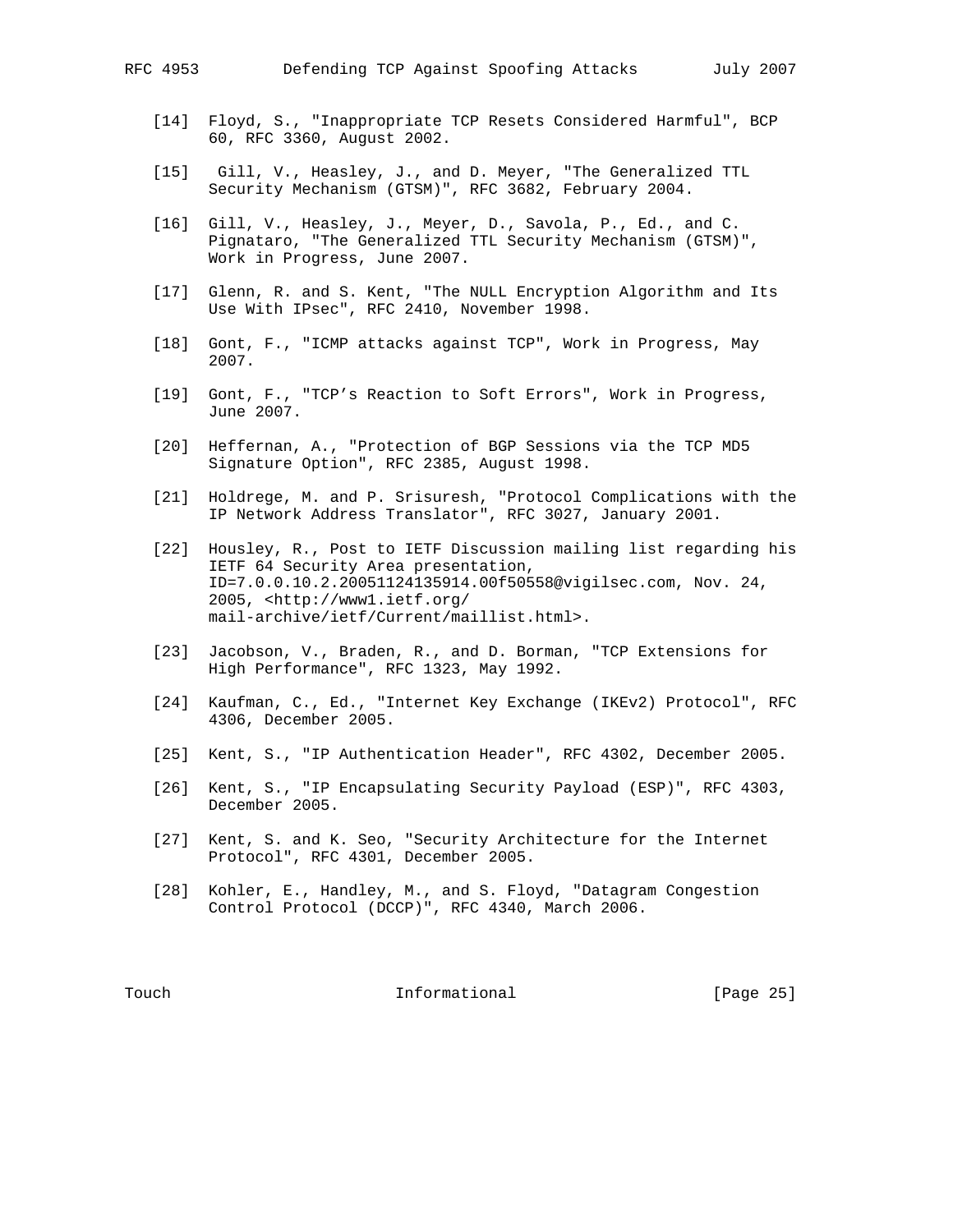[14] Floyd, S., "Inappropriate TCP Resets Considered Harmful", BCP 60, RFC 3360, August 2002.

[15] Gill, V., Heasley, J., and D. Meyer, "The Generalized TTL Security Mechanism (GTSM)", RFC 3682, February 2004.

[16] Gill, V., Heasley, J., Meyer, D., Savola, P., Ed., and C. Pignataro, "The Generalized TTL Security Mechanism (GTSM)", Work in Progress, June 2007.

[17] Glenn, R. and S. Kent, "The NULL Encryption Algorithm and Its Use With IPsec", RFC 2410, November 1998.

[18] Gont, F., "ICMP attacks against TCP", Work in Progress, May 2007.

[19] Gont, F., "TCP's Reaction to Soft Errors", Work in Progress, June 2007.

[20] Heffernan, A., "Protection of BGP Sessions via the TCP MD5 Signature Option", RFC 2385, August 1998.

[21] Holdrege, M. and P. Srisuresh, "Protocol Complications with the IP Network Address Translator", RFC 3027, January 2001.

[22] Housley, R., Post to IETF Discussion mailing list regarding his IETF 64 Security Area presentation, ID=7.0.0.10.2.20051124135914.00f50558@vigilsec.com, Nov. 24, 2005, <http://www1.ietf.org/mail-archive/ietf/Current/maillist.html>.

[23] Jacobson, V., Braden, R., and D. Borman, "TCP Extensions for High Performance", RFC 1323, May 1992.

[24] Kaufman, C., Ed., "Internet Key Exchange (IKEv2) Protocol", RFC 4306, December 2005.

[25] Kent, S., "IP Authentication Header", RFC 4302, December 2005.

[26] Kent, S., "IP Encapsulating Security Payload (ESP)", RFC 4303, December 2005.

[27] Kent, S. and K. Seo, "Security Architecture for the Internet Protocol", RFC 4301, December 2005.

[28] Kohler, E., Handley, M., and S. Floyd, "Datagram Congestion Control Protocol (DCCP)", RFC 4340, March 2006.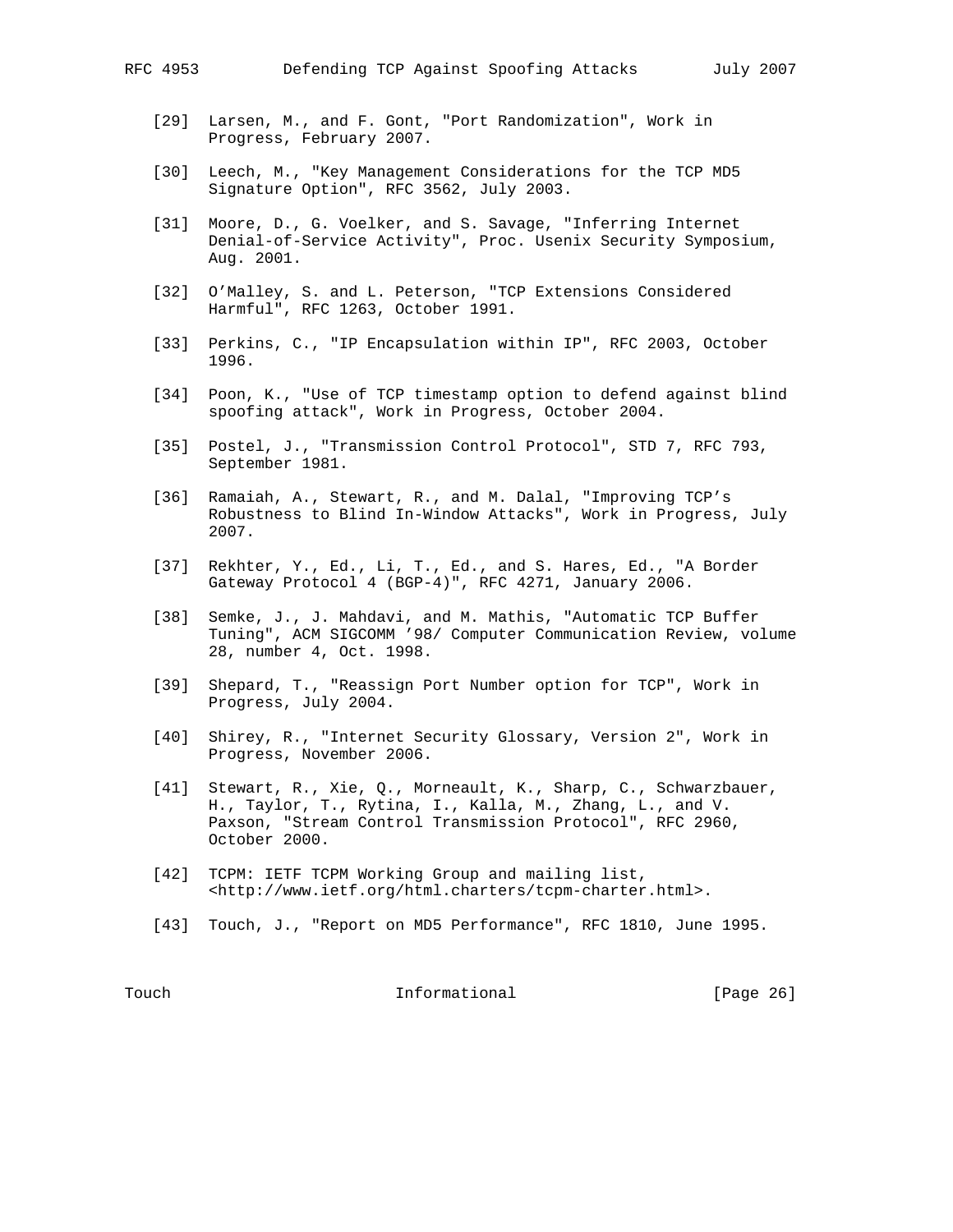[29] Larsen, M., and F. Gont, "Port Randomization", Work in Progress, February 2007.

[30] Leech, M., "Key Management Considerations for the TCP MD5 Signature Option", RFC 3562, July 2003.

[31] Moore, D., G. Voelker, and S. Savage, "Inferring Internet Denial-of-Service Activity", Proc. Usenix Security Symposium, Aug. 2001.

[32] O'Malley, S. and L. Peterson, "TCP Extensions Considered Harmful", RFC 1263, October 1991.

[33] Perkins, C., "IP Encapsulation within IP", RFC 2003, October 1996.

[34] Poon, K., "Use of TCP timestamp option to defend against blind spoofing attack", Work in Progress, October 2004.

[35] Postel, J., "Transmission Control Protocol", STD 7, RFC 793, September 1981.

[36] Ramaiah, A., Stewart, R., and M. Dalal, "Improving TCP's Robustness to Blind In-Window Attacks", Work in Progress, July 2007.

[37] Rekhter, Y., Ed., Li, T., Ed., and S. Hares, Ed., "A Border Gateway Protocol 4 (BGP-4)", RFC 4271, January 2006.

[38] Semke, J., J. Mahdavi, and M. Mathis, "Automatic TCP Buffer Tuning", ACM SIGCOMM '98/ Computer Communication Review, volume 28, number 4, Oct. 1998.

[39] Shepard, T., "Reassign Port Number option for TCP", Work in Progress, July 2004.

[40] Shirey, R., "Internet Security Glossary, Version 2", Work in Progress, November 2006.

[41] Stewart, R., Xie, Q., Morneault, K., Sharp, C., Schwarzbauer, H., Taylor, T., Rytina, I., Kalla, M., Zhang, L., and V. Paxson, "Stream Control Transmission Protocol", RFC 2960, October 2000.

[42] TCPM: IETF TCPM Working Group and mailing list, <http://www.ietf.org/html.charters/tcpm-charter.html>.

[43] Touch, J., "Report on MD5 Performance", RFC 1810, June 1995.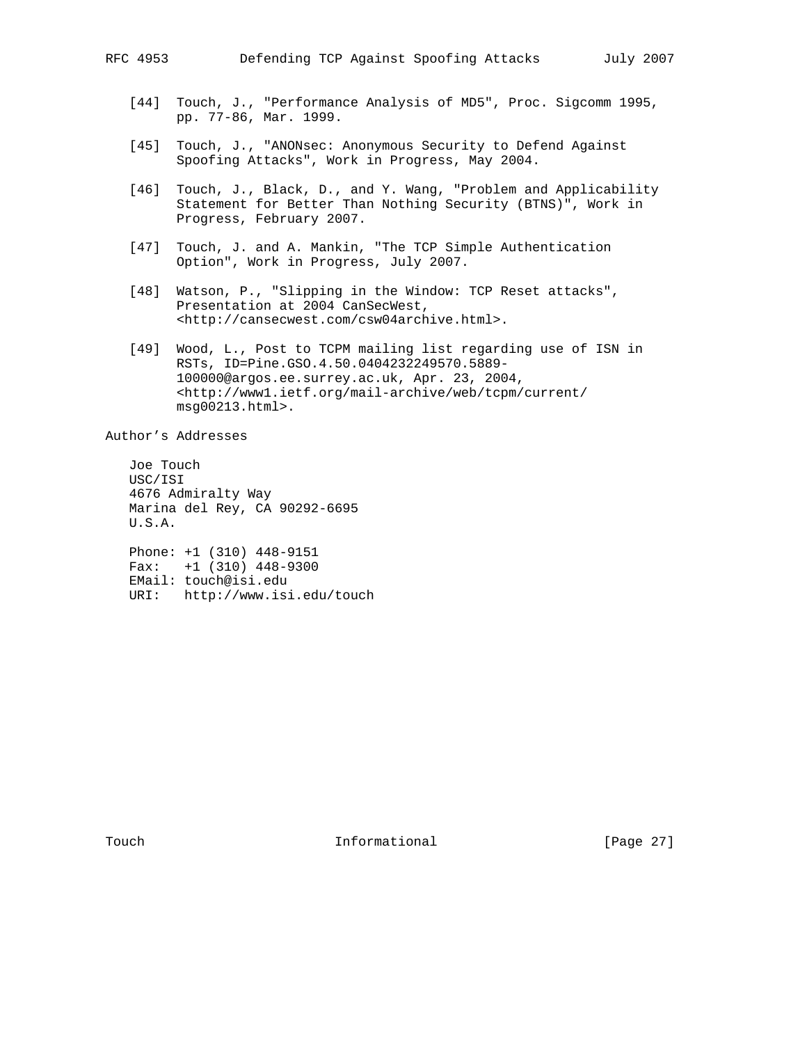[44] Touch, J., "Performance Analysis of MD5", Proc. Sigcomm 1995, pp. 77-86, Mar. 1999.

[45] Touch, J., "ANONsec: Anonymous Security to Defend Against Spoofing Attacks", Work in Progress, May 2004.

[46] Touch, J., Black, D., and Y. Wang, "Problem and Applicability Statement for Better Than Nothing Security (BTNS)", Work in Progress, February 2007.

[47] Touch, J. and A. Mankin, "The TCP Simple Authentication Option", Work in Progress, July 2007.

[48] Watson, P., "Slipping in the Window: TCP Reset attacks", Presentation at 2004 CanSecWest, <http://cansecwest.com/csw04archive.html>.

[49] Wood, L., Post to TCPM mailing list regarding use of ISN in RSTs, ID=Pine.GSO.4.50.0404232249570.5889-100000@argos.ee.surrey.ac.uk, Apr. 23, 2004, <http://www1.ietf.org/mail-archive/web/tcpm/current/msg00213.html>.

## Author's Addresses

Joe Touch
USC/ISI
4676 Admiralty Way
Marina del Rey, CA 90292-6695
U.S.A.

Phone: +1 (310) 448-9151
Fax: +1 (310) 448-9300
EMail: touch@isi.edu
URI: http://www.isi.edu/touch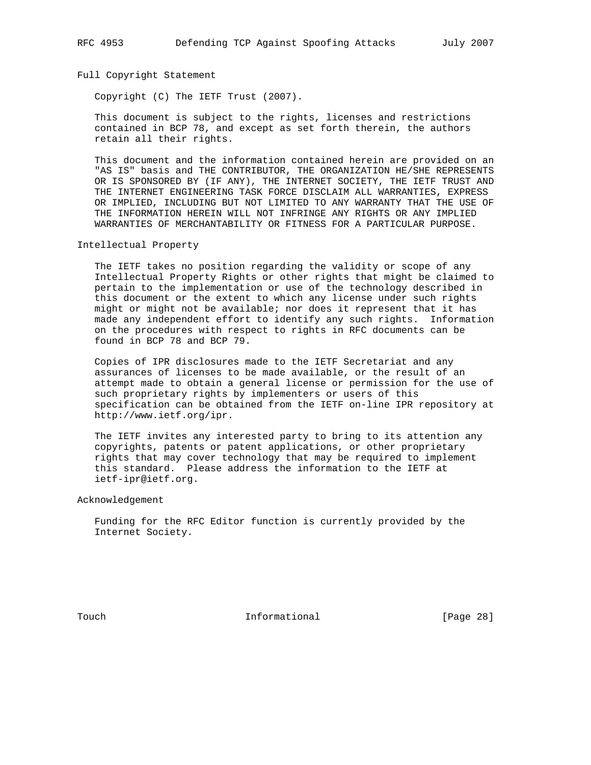## Full Copyright Statement

Copyright (C) The IETF Trust (2007).

This document is subject to the rights, licenses and restrictions contained in BCP 78, and except as set forth therein, the authors retain all their rights.

This document and the information contained herein are provided on an "AS IS" basis and THE CONTRIBUTOR, THE ORGANIZATION HE/SHE REPRESENTS OR IS SPONSORED BY (IF ANY), THE INTERNET SOCIETY, THE IETF TRUST AND THE INTERNET ENGINEERING TASK FORCE DISCLAIM ALL WARRANTIES, EXPRESS OR IMPLIED, INCLUDING BUT NOT LIMITED TO ANY WARRANTY THAT THE USE OF THE INFORMATION HEREIN WILL NOT INFRINGE ANY RIGHTS OR ANY IMPLIED WARRANTIES OF MERCHANTABILITY OR FITNESS FOR A PARTICULAR PURPOSE.

## Intellectual Property

The IETF takes no position regarding the validity or scope of any Intellectual Property Rights or other rights that might be claimed to pertain to the implementation or use of the technology described in this document or the extent to which any license under such rights might or might not be available; nor does it represent that it has made any independent effort to identify any such rights. Information on the procedures with respect to rights in RFC documents can be found in BCP 78 and BCP 79.

Copies of IPR disclosures made to the IETF Secretariat and any assurances of licenses to be made available, or the result of an attempt made to obtain a general license or permission for the use of such proprietary rights by implementers or users of this specification can be obtained from the IETF on-line IPR repository at http://www.ietf.org/ipr.

The IETF invites any interested party to bring to its attention any copyrights, patents or patent applications, or other proprietary rights that may cover technology that may be required to implement this standard. Please address the information to the IETF at ietf-ipr@ietf.org.

## Acknowledgement

Funding for the RFC Editor function is currently provided by the Internet Society.